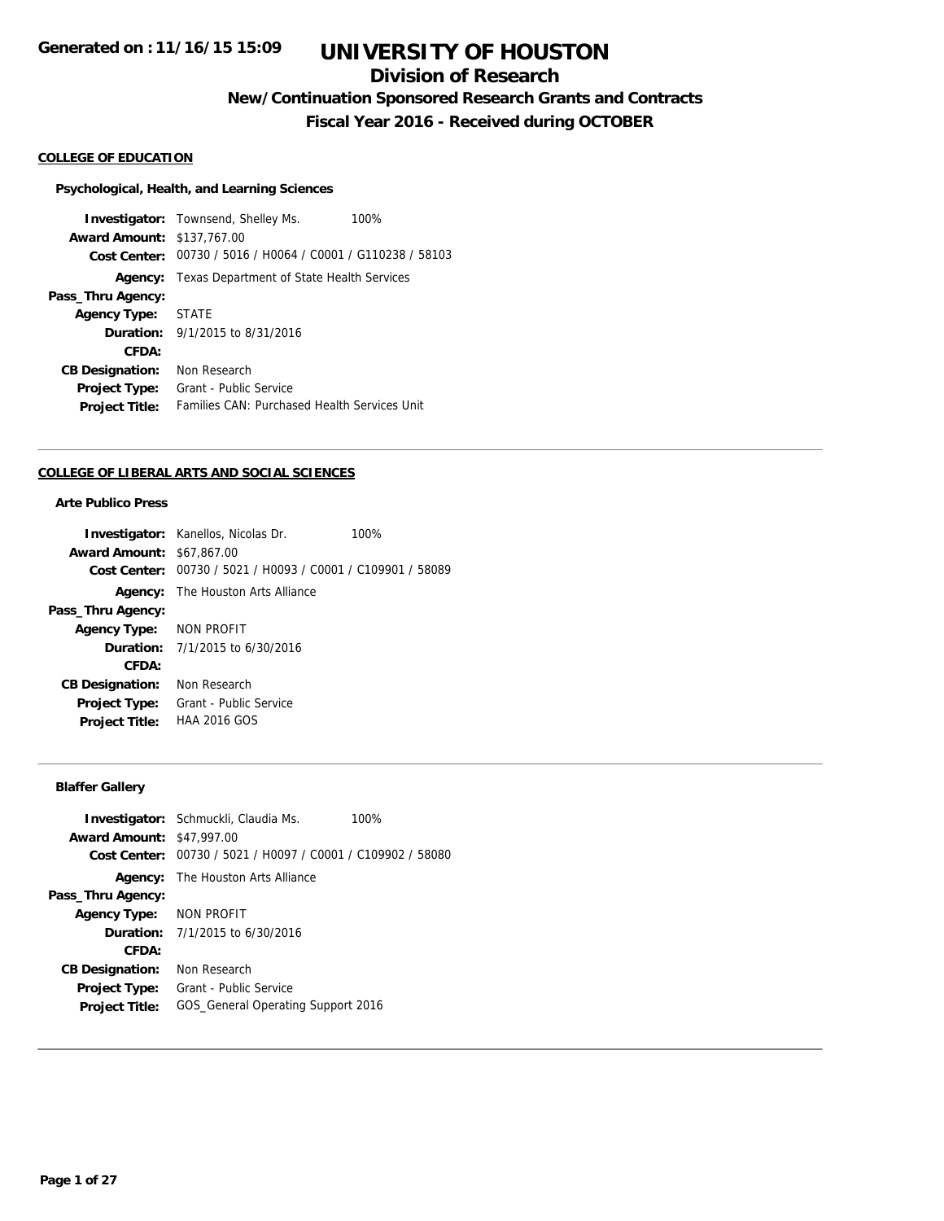Generated on : 11/16/15 15:09

# UNIVERSITY OF HOUSTON

## Division of Research

### New/Continuation Sponsored Research Grants and Contracts

### Fiscal Year 2016 - Received during OCTOBER

**COLLEGE OF EDUCATION**

**Psychological, Health, and Learning Sciences**

**Investigator:** Townsend, Shelley Ms. 100%
**Award Amount:** $137,767.00
**Cost Center:** 00730 / 5016 / H0064 / C0001 / G110238 / 58103
**Agency:** Texas Department of State Health Services
**Pass_Thru Agency:**
**Agency Type:** STATE
**Duration:** 9/1/2015 to 8/31/2016
**CFDA:**
**CB Designation:** Non Research
**Project Type:** Grant - Public Service
**Project Title:** Families CAN: Purchased Health Services Unit

---

**COLLEGE OF LIBERAL ARTS AND SOCIAL SCIENCES**

**Arte Publico Press**

**Investigator:** Kanellos, Nicolas Dr. 100%
**Award Amount:** $67,867.00
**Cost Center:** 00730 / 5021 / H0093 / C0001 / C109901 / 58089
**Agency:** The Houston Arts Alliance
**Pass_Thru Agency:**
**Agency Type:** NON PROFIT
**Duration:** 7/1/2015 to 6/30/2016
**CFDA:**
**CB Designation:** Non Research
**Project Type:** Grant - Public Service
**Project Title:** HAA 2016 GOS

---

**Blaffer Gallery**

**Investigator:** Schmuckli, Claudia Ms. 100%
**Award Amount:** $47,997.00
**Cost Center:** 00730 / 5021 / H0097 / C0001 / C109902 / 58080
**Agency:** The Houston Arts Alliance
**Pass_Thru Agency:**
**Agency Type:** NON PROFIT
**Duration:** 7/1/2015 to 6/30/2016
**CFDA:**
**CB Designation:** Non Research
**Project Type:** Grant - Public Service
**Project Title:** GOS_General Operating Support 2016

---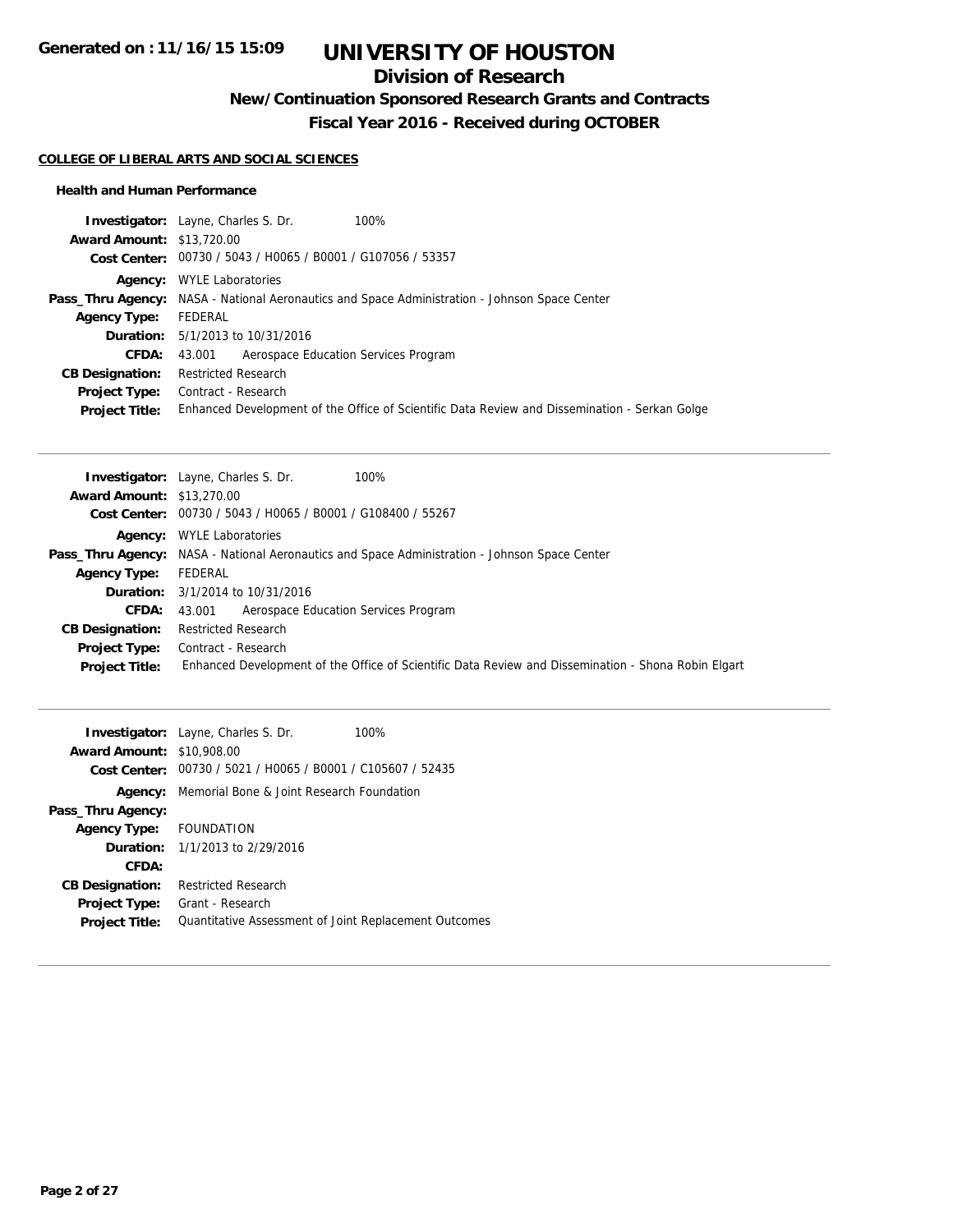# UNIVERSITY OF HOUSTON

## Division of Research

### New/Continuation Sponsored Research Grants and Contracts

### Fiscal Year 2016 - Received during OCTOBER

Generated on : 11/16/15 15:09

**COLLEGE OF LIBERAL ARTS AND SOCIAL SCIENCES**

**Health and Human Performance**

**Investigator:** Layne, Charles S. Dr. 100%
**Award Amount:** $13,720.00
**Cost Center:** 00730 / 5043 / H0065 / B0001 / G107056 / 53357
**Agency:** WYLE Laboratories
**Pass_Thru Agency:** NASA - National Aeronautics and Space Administration - Johnson Space Center
**Agency Type:** FEDERAL
**Duration:** 5/1/2013 to 10/31/2016
**CFDA:** 43.001 Aerospace Education Services Program
**CB Designation:** Restricted Research
**Project Type:** Contract - Research
**Project Title:** Enhanced Development of the Office of Scientific Data Review and Dissemination - Serkan Golge

---

**Investigator:** Layne, Charles S. Dr. 100%
**Award Amount:** $13,270.00
**Cost Center:** 00730 / 5043 / H0065 / B0001 / G108400 / 55267
**Agency:** WYLE Laboratories
**Pass_Thru Agency:** NASA - National Aeronautics and Space Administration - Johnson Space Center
**Agency Type:** FEDERAL
**Duration:** 3/1/2014 to 10/31/2016
**CFDA:** 43.001 Aerospace Education Services Program
**CB Designation:** Restricted Research
**Project Type:** Contract - Research
**Project Title:** Enhanced Development of the Office of Scientific Data Review and Dissemination - Shona Robin Elgart

---

**Investigator:** Layne, Charles S. Dr. 100%
**Award Amount:** $10,908.00
**Cost Center:** 00730 / 5021 / H0065 / B0001 / C105607 / 52435
**Agency:** Memorial Bone & Joint Research Foundation
**Pass_Thru Agency:**
**Agency Type:** FOUNDATION
**Duration:** 1/1/2013 to 2/29/2016
**CFDA:**
**CB Designation:** Restricted Research
**Project Type:** Grant - Research
**Project Title:** Quantitative Assessment of Joint Replacement Outcomes

---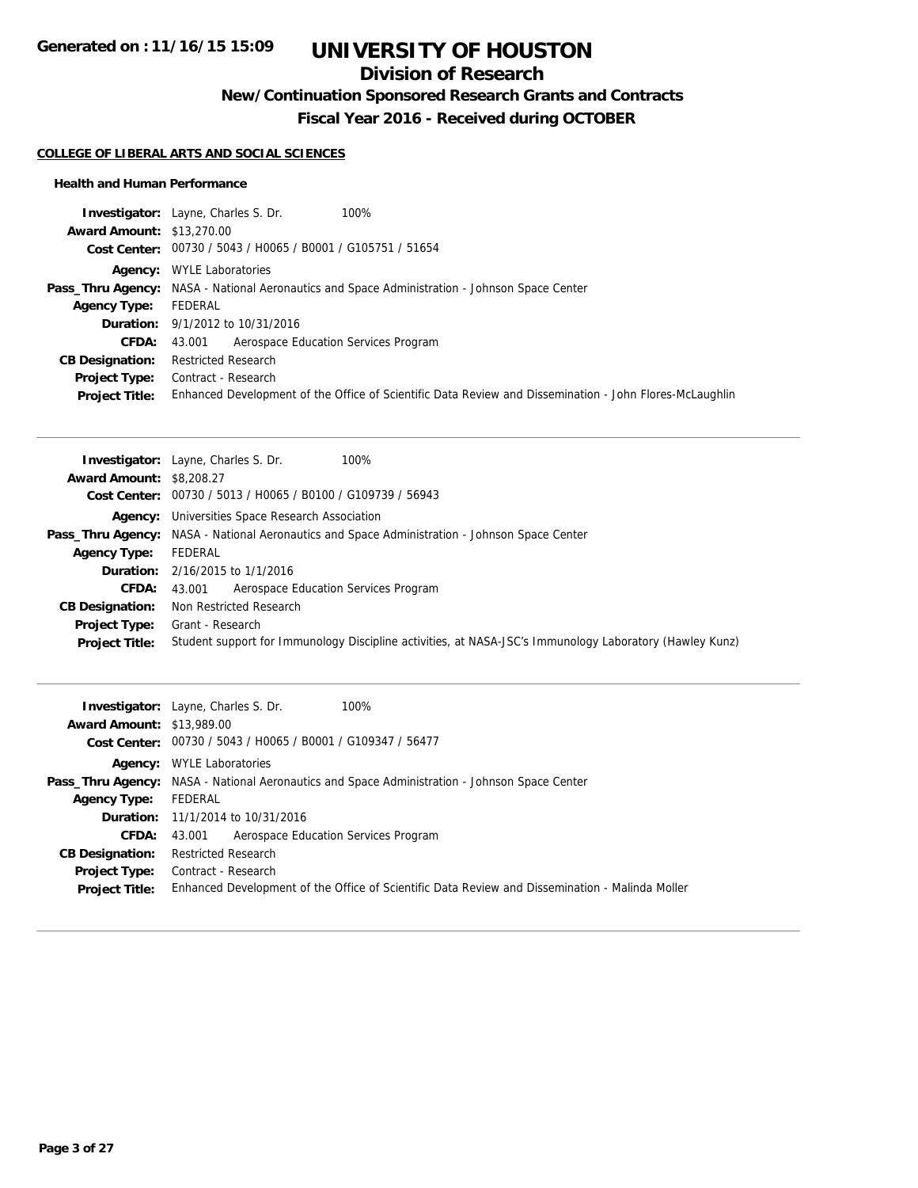# UNIVERSITY OF HOUSTON

## Division of Research

### New/Continuation Sponsored Research Grants and Contracts

### Fiscal Year 2016 - Received during OCTOBER

Generated on : 11/16/15 15:09

#### COLLEGE OF LIBERAL ARTS AND SOCIAL SCIENCES

##### Health and Human Performance

**Investigator:** Layne, Charles S. Dr. 100%
**Award Amount:** $13,270.00
**Cost Center:** 00730 / 5043 / H0065 / B0001 / G105751 / 51654
**Agency:** WYLE Laboratories
**Pass_Thru Agency:** NASA - National Aeronautics and Space Administration - Johnson Space Center
**Agency Type:** FEDERAL
**Duration:** 9/1/2012 to 10/31/2016
**CFDA:** 43.001 Aerospace Education Services Program
**CB Designation:** Restricted Research
**Project Type:** Contract - Research
**Project Title:** Enhanced Development of the Office of Scientific Data Review and Dissemination - John Flores-McLaughlin

---

**Investigator:** Layne, Charles S. Dr. 100%
**Award Amount:** $8,208.27
**Cost Center:** 00730 / 5013 / H0065 / B0100 / G109739 / 56943
**Agency:** Universities Space Research Association
**Pass_Thru Agency:** NASA - National Aeronautics and Space Administration - Johnson Space Center
**Agency Type:** FEDERAL
**Duration:** 2/16/2015 to 1/1/2016
**CFDA:** 43.001 Aerospace Education Services Program
**CB Designation:** Non Restricted Research
**Project Type:** Grant - Research
**Project Title:** Student support for Immunology Discipline activities, at NASA-JSC's Immunology Laboratory (Hawley Kunz)

---

**Investigator:** Layne, Charles S. Dr. 100%
**Award Amount:** $13,989.00
**Cost Center:** 00730 / 5043 / H0065 / B0001 / G109347 / 56477
**Agency:** WYLE Laboratories
**Pass_Thru Agency:** NASA - National Aeronautics and Space Administration - Johnson Space Center
**Agency Type:** FEDERAL
**Duration:** 11/1/2014 to 10/31/2016
**CFDA:** 43.001 Aerospace Education Services Program
**CB Designation:** Restricted Research
**Project Type:** Contract - Research
**Project Title:** Enhanced Development of the Office of Scientific Data Review and Dissemination - Malinda Moller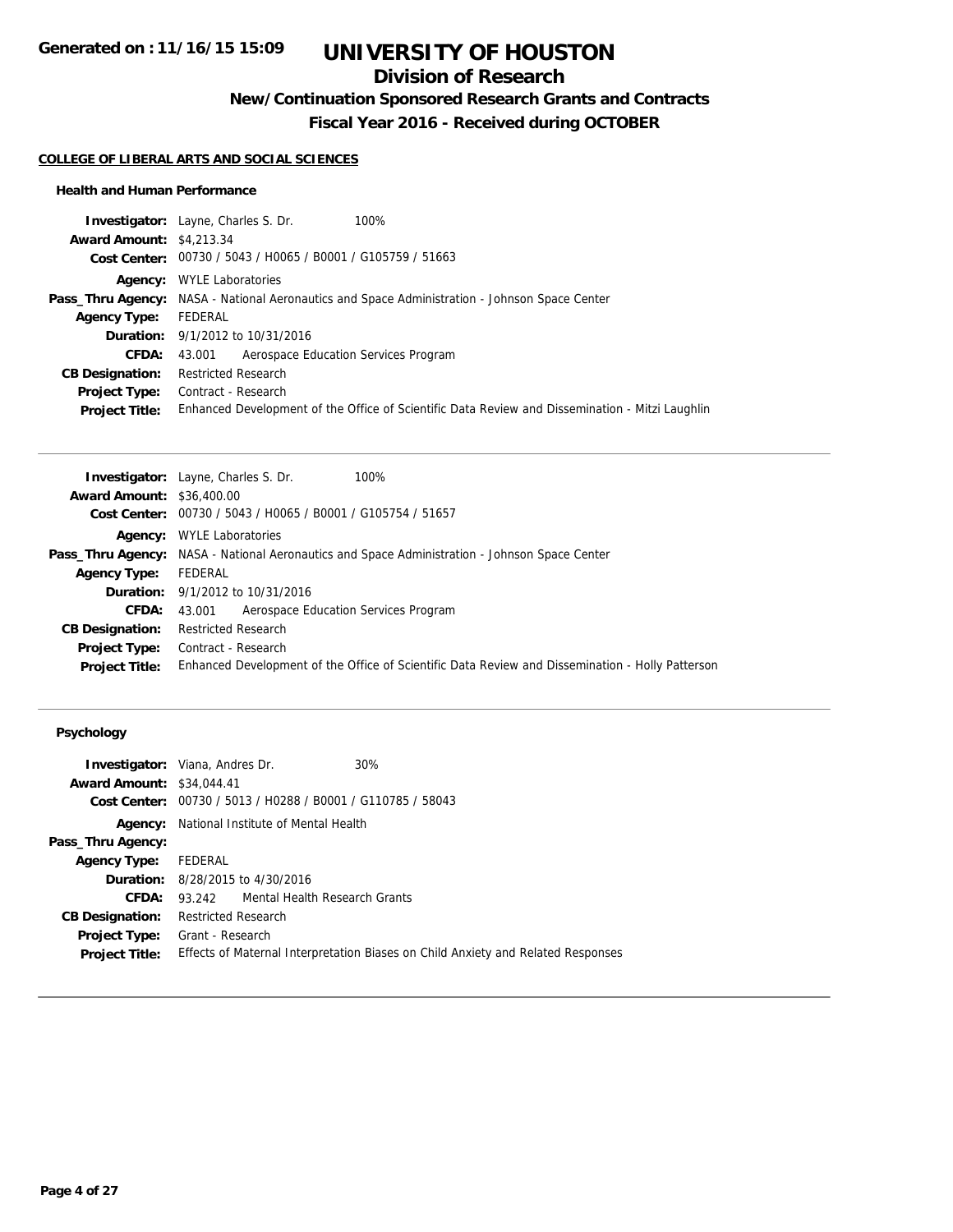# UNIVERSITY OF HOUSTON

## Division of Research

### New/Continuation Sponsored Research Grants and Contracts

### Fiscal Year 2016 - Received during OCTOBER

Generated on : 11/16/15 15:09

#### COLLEGE OF LIBERAL ARTS AND SOCIAL SCIENCES

##### Health and Human Performance

**Investigator:** Layne, Charles S. Dr. 100%
**Award Amount:** $4,213.34
**Cost Center:** 00730 / 5043 / H0065 / B0001 / G105759 / 51663
**Agency:** WYLE Laboratories
**Pass_Thru Agency:** NASA - National Aeronautics and Space Administration - Johnson Space Center
**Agency Type:** FEDERAL
**Duration:** 9/1/2012 to 10/31/2016
**CFDA:** 43.001 Aerospace Education Services Program
**CB Designation:** Restricted Research
**Project Type:** Contract - Research
**Project Title:** Enhanced Development of the Office of Scientific Data Review and Dissemination - Mitzi Laughlin

---

**Investigator:** Layne, Charles S. Dr. 100%
**Award Amount:** $36,400.00
**Cost Center:** 00730 / 5043 / H0065 / B0001 / G105754 / 51657
**Agency:** WYLE Laboratories
**Pass_Thru Agency:** NASA - National Aeronautics and Space Administration - Johnson Space Center
**Agency Type:** FEDERAL
**Duration:** 9/1/2012 to 10/31/2016
**CFDA:** 43.001 Aerospace Education Services Program
**CB Designation:** Restricted Research
**Project Type:** Contract - Research
**Project Title:** Enhanced Development of the Office of Scientific Data Review and Dissemination - Holly Patterson

---

##### Psychology

**Investigator:** Viana, Andres Dr. 30%
**Award Amount:** $34,044.41
**Cost Center:** 00730 / 5013 / H0288 / B0001 / G110785 / 58043
**Agency:** National Institute of Mental Health
**Pass_Thru Agency:**
**Agency Type:** FEDERAL
**Duration:** 8/28/2015 to 4/30/2016
**CFDA:** 93.242 Mental Health Research Grants
**CB Designation:** Restricted Research
**Project Type:** Grant - Research
**Project Title:** Effects of Maternal Interpretation Biases on Child Anxiety and Related Responses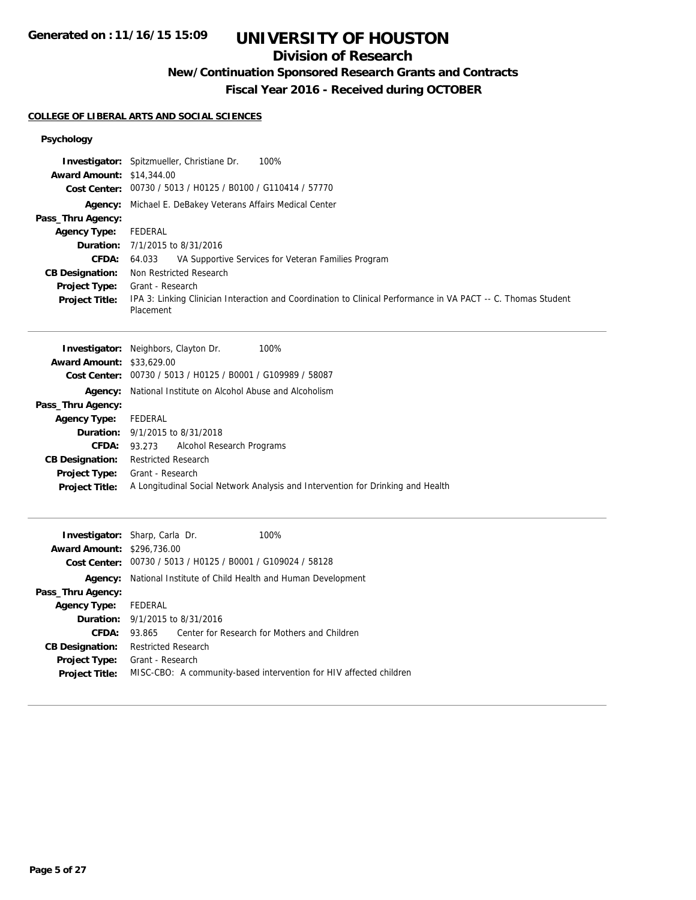# UNIVERSITY OF HOUSTON

## Division of Research

### New/Continuation Sponsored Research Grants and Contracts

### Fiscal Year 2016 - Received during OCTOBER

**COLLEGE OF LIBERAL ARTS AND SOCIAL SCIENCES**

**Psychology**

| | |
|---|---|
| **Investigator:** | Spitzmueller, Christiane Dr. 100% |
| **Award Amount:** | $14,344.00 |
| **Cost Center:** | 00730 / 5013 / H0125 / B0100 / G110414 / 57770 |
| **Agency:** | Michael E. DeBakey Veterans Affairs Medical Center |
| **Pass_Thru Agency:** | |
| **Agency Type:** | FEDERAL |
| **Duration:** | 7/1/2015 to 8/31/2016 |
| **CFDA:** | 64.033 VA Supportive Services for Veteran Families Program |
| **CB Designation:** | Non Restricted Research |
| **Project Type:** | Grant - Research |
| **Project Title:** | IPA 3: Linking Clinician Interaction and Coordination to Clinical Performance in VA PACT -- C. Thomas Student Placement |

---

| | |
|---|---|
| **Investigator:** | Neighbors, Clayton Dr. 100% |
| **Award Amount:** | $33,629.00 |
| **Cost Center:** | 00730 / 5013 / H0125 / B0001 / G109989 / 58087 |
| **Agency:** | National Institute on Alcohol Abuse and Alcoholism |
| **Pass_Thru Agency:** | |
| **Agency Type:** | FEDERAL |
| **Duration:** | 9/1/2015 to 8/31/2018 |
| **CFDA:** | 93.273 Alcohol Research Programs |
| **CB Designation:** | Restricted Research |
| **Project Type:** | Grant - Research |
| **Project Title:** | A Longitudinal Social Network Analysis and Intervention for Drinking and Health |

---

| | |
|---|---|
| **Investigator:** | Sharp, Carla Dr. 100% |
| **Award Amount:** | $296,736.00 |
| **Cost Center:** | 00730 / 5013 / H0125 / B0001 / G109024 / 58128 |
| **Agency:** | National Institute of Child Health and Human Development |
| **Pass_Thru Agency:** | |
| **Agency Type:** | FEDERAL |
| **Duration:** | 9/1/2015 to 8/31/2016 |
| **CFDA:** | 93.865 Center for Research for Mothers and Children |
| **CB Designation:** | Restricted Research |
| **Project Type:** | Grant - Research |
| **Project Title:** | MISC-CBO: A community-based intervention for HIV affected children |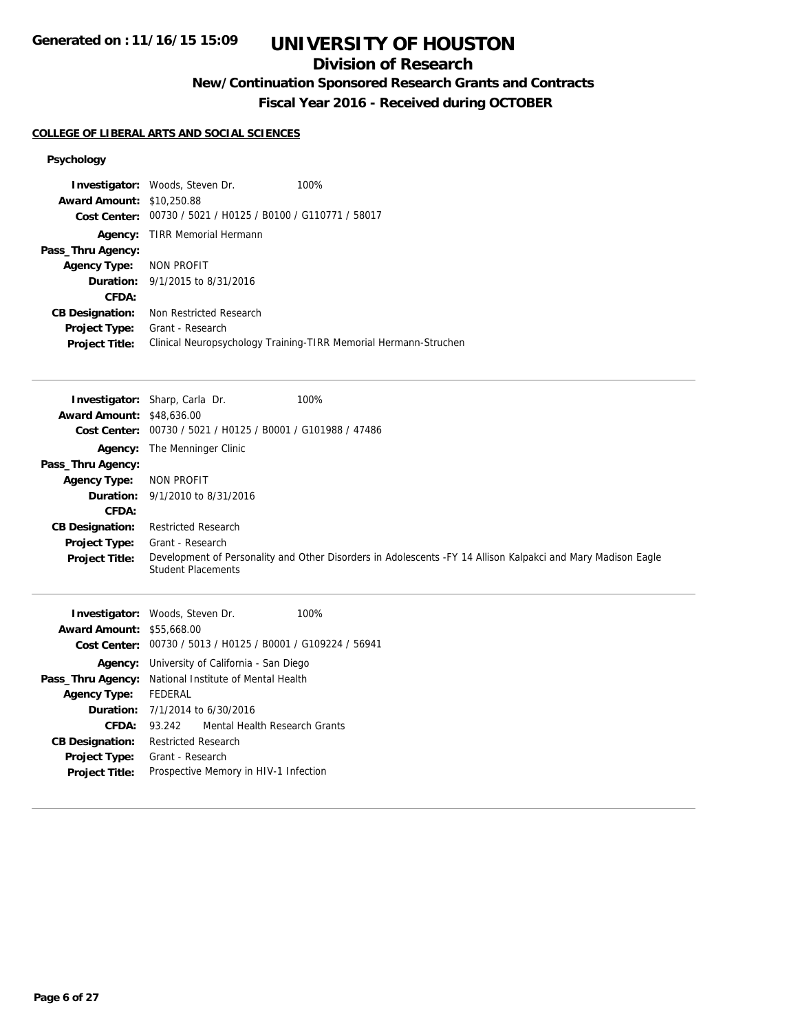**Generated on : 11/16/15 15:09**

# UNIVERSITY OF HOUSTON

## Division of Research

### New/Continuation Sponsored Research Grants and Contracts

### Fiscal Year 2016 - Received during OCTOBER

**COLLEGE OF LIBERAL ARTS AND SOCIAL SCIENCES**

#### Psychology

**Investigator:** Woods, Steven Dr. 100%
**Award Amount:** $10,250.88
**Cost Center:** 00730 / 5021 / H0125 / B0100 / G110771 / 58017
**Agency:** TIRR Memorial Hermann
**Pass_Thru Agency:**
**Agency Type:** NON PROFIT
**Duration:** 9/1/2015 to 8/31/2016
**CFDA:**
**CB Designation:** Non Restricted Research
**Project Type:** Grant - Research
**Project Title:** Clinical Neuropsychology Training-TIRR Memorial Hermann-Struchen

---

**Investigator:** Sharp, Carla Dr. 100%
**Award Amount:** $48,636.00
**Cost Center:** 00730 / 5021 / H0125 / B0001 / G101988 / 47486
**Agency:** The Menninger Clinic
**Pass_Thru Agency:**
**Agency Type:** NON PROFIT
**Duration:** 9/1/2010 to 8/31/2016
**CFDA:**
**CB Designation:** Restricted Research
**Project Type:** Grant - Research
**Project Title:** Development of Personality and Other Disorders in Adolescents -FY 14 Allison Kalpakci and Mary Madison Eagle Student Placements

---

**Investigator:** Woods, Steven Dr. 100%
**Award Amount:** $55,668.00
**Cost Center:** 00730 / 5013 / H0125 / B0001 / G109224 / 56941
**Agency:** University of California - San Diego
**Pass_Thru Agency:** National Institute of Mental Health
**Agency Type:** FEDERAL
**Duration:** 7/1/2014 to 6/30/2016
**CFDA:** 93.242 Mental Health Research Grants
**CB Designation:** Restricted Research
**Project Type:** Grant - Research
**Project Title:** Prospective Memory in HIV-1 Infection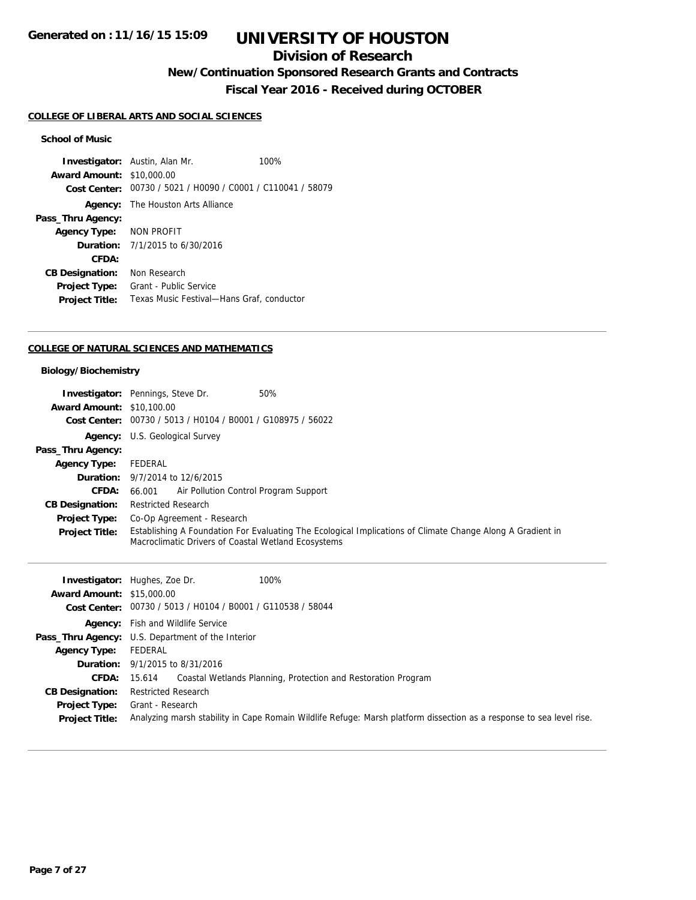# UNIVERSITY OF HOUSTON

## Division of Research

### New/Continuation Sponsored Research Grants and Contracts

### Fiscal Year 2016 - Received during OCTOBER

**Generated on : 11/16/15 15:09**

#### COLLEGE OF LIBERAL ARTS AND SOCIAL SCIENCES

**School of Music**

**Investigator:** Austin, Alan Mr. 100%
**Award Amount:** $10,000.00
**Cost Center:** 00730 / 5021 / H0090 / C0001 / C110041 / 58079
**Agency:** The Houston Arts Alliance
**Pass_Thru Agency:**
**Agency Type:** NON PROFIT
**Duration:** 7/1/2015 to 6/30/2016
**CFDA:**
**CB Designation:** Non Research
**Project Type:** Grant - Public Service
**Project Title:** Texas Music Festival—Hans Graf, conductor

---

#### COLLEGE OF NATURAL SCIENCES AND MATHEMATICS

**Biology/Biochemistry**

**Investigator:** Pennings, Steve Dr. 50%
**Award Amount:** $10,100.00
**Cost Center:** 00730 / 5013 / H0104 / B0001 / G108975 / 56022
**Agency:** U.S. Geological Survey
**Pass_Thru Agency:**
**Agency Type:** FEDERAL
**Duration:** 9/7/2014 to 12/6/2015
**CFDA:** 66.001 Air Pollution Control Program Support
**CB Designation:** Restricted Research
**Project Type:** Co-Op Agreement - Research
**Project Title:** Establishing A Foundation For Evaluating The Ecological Implications of Climate Change Along A Gradient in Macroclimatic Drivers of Coastal Wetland Ecosystems

---

**Investigator:** Hughes, Zoe Dr. 100%
**Award Amount:** $15,000.00
**Cost Center:** 00730 / 5013 / H0104 / B0001 / G110538 / 58044
**Agency:** Fish and Wildlife Service
**Pass_Thru Agency:** U.S. Department of the Interior
**Agency Type:** FEDERAL
**Duration:** 9/1/2015 to 8/31/2016
**CFDA:** 15.614 Coastal Wetlands Planning, Protection and Restoration Program
**CB Designation:** Restricted Research
**Project Type:** Grant - Research
**Project Title:** Analyzing marsh stability in Cape Romain Wildlife Refuge: Marsh platform dissection as a response to sea level rise.

---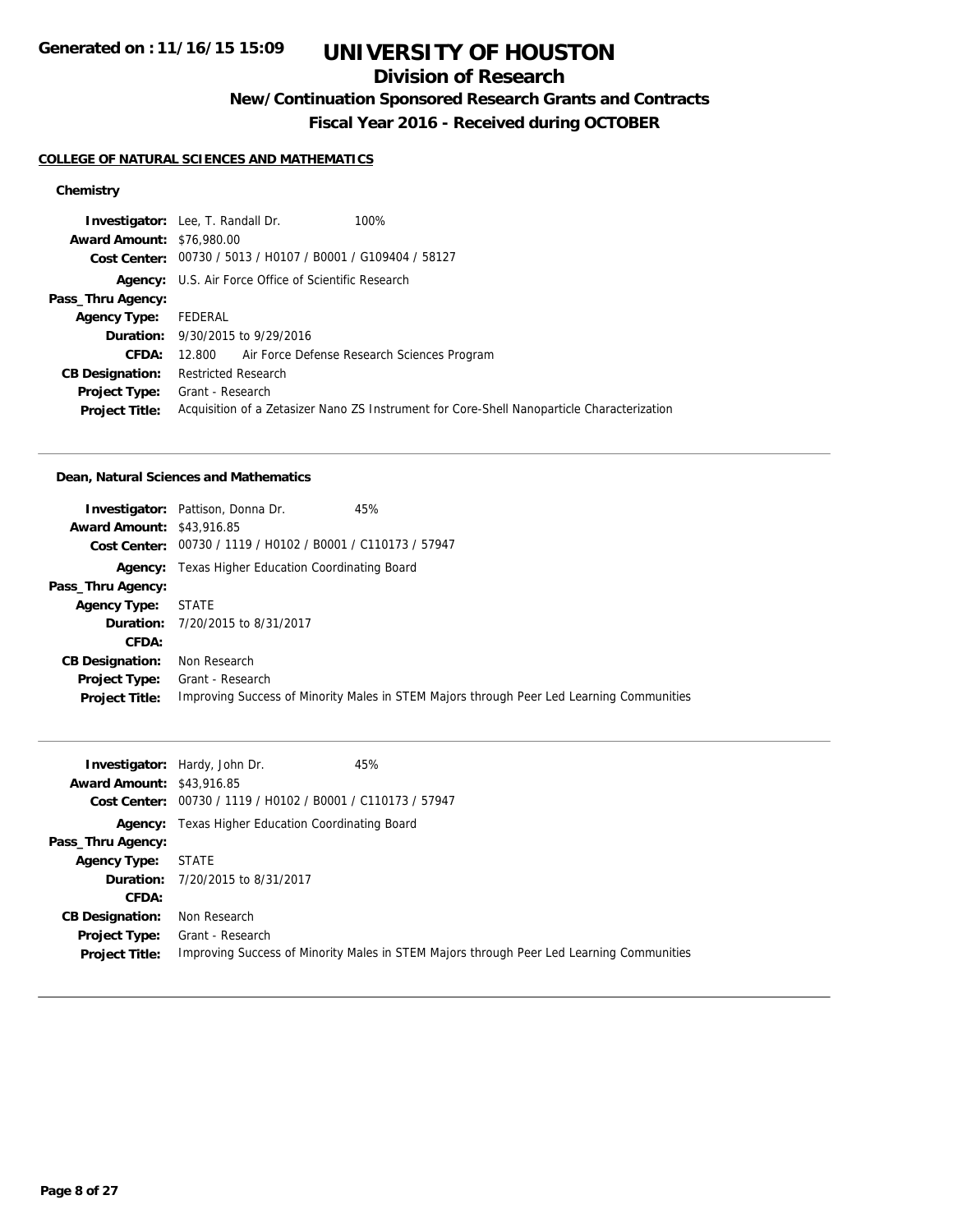# UNIVERSITY OF HOUSTON

## Division of Research

### New/Continuation Sponsored Research Grants and Contracts

### Fiscal Year 2016 - Received during OCTOBER

Generated on : 11/16/15 15:09

**COLLEGE OF NATURAL SCIENCES AND MATHEMATICS**

#### Chemistry

**Investigator:** Lee, T. Randall Dr. 100%
**Award Amount:** $76,980.00
**Cost Center:** 00730 / 5013 / H0107 / B0001 / G109404 / 58127
**Agency:** U.S. Air Force Office of Scientific Research
**Pass_Thru Agency:**
**Agency Type:** FEDERAL
**Duration:** 9/30/2015 to 9/29/2016
**CFDA:** 12.800 Air Force Defense Research Sciences Program
**CB Designation:** Restricted Research
**Project Type:** Grant - Research
**Project Title:** Acquisition of a Zetasizer Nano ZS Instrument for Core-Shell Nanoparticle Characterization

---

#### Dean, Natural Sciences and Mathematics

**Investigator:** Pattison, Donna Dr. 45%
**Award Amount:** $43,916.85
**Cost Center:** 00730 / 1119 / H0102 / B0001 / C110173 / 57947
**Agency:** Texas Higher Education Coordinating Board
**Pass_Thru Agency:**
**Agency Type:** STATE
**Duration:** 7/20/2015 to 8/31/2017
**CFDA:**
**CB Designation:** Non Research
**Project Type:** Grant - Research
**Project Title:** Improving Success of Minority Males in STEM Majors through Peer Led Learning Communities

---

**Investigator:** Hardy, John Dr. 45%
**Award Amount:** $43,916.85
**Cost Center:** 00730 / 1119 / H0102 / B0001 / C110173 / 57947
**Agency:** Texas Higher Education Coordinating Board
**Pass_Thru Agency:**
**Agency Type:** STATE
**Duration:** 7/20/2015 to 8/31/2017
**CFDA:**
**CB Designation:** Non Research
**Project Type:** Grant - Research
**Project Title:** Improving Success of Minority Males in STEM Majors through Peer Led Learning Communities

---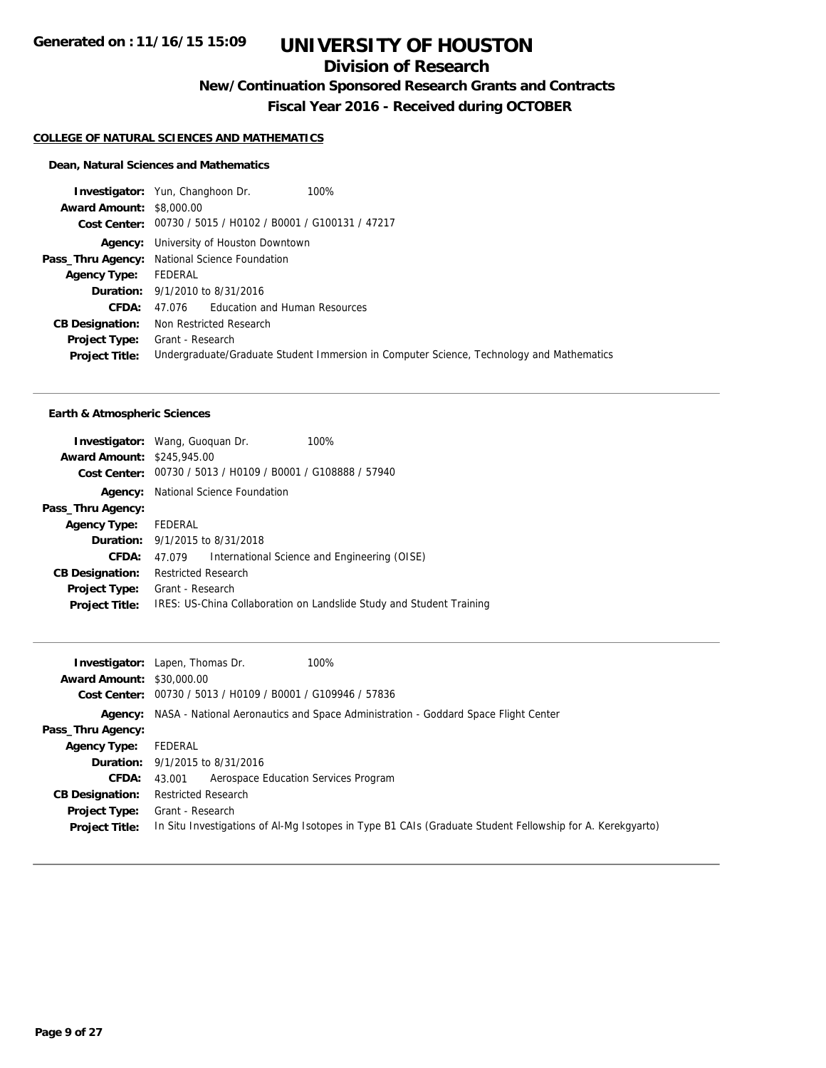# UNIVERSITY OF HOUSTON

## Division of Research

### New/Continuation Sponsored Research Grants and Contracts

### Fiscal Year 2016 - Received during OCTOBER

Generated on : 11/16/15 15:09

**COLLEGE OF NATURAL SCIENCES AND MATHEMATICS**

**Dean, Natural Sciences and Mathematics**

**Investigator:** Yun, Changhoon Dr. 100%
**Award Amount:** $8,000.00
**Cost Center:** 00730 / 5015 / H0102 / B0001 / G100131 / 47217
**Agency:** University of Houston Downtown
**Pass_Thru Agency:** National Science Foundation
**Agency Type:** FEDERAL
**Duration:** 9/1/2010 to 8/31/2016
**CFDA:** 47.076 Education and Human Resources
**CB Designation:** Non Restricted Research
**Project Type:** Grant - Research
**Project Title:** Undergraduate/Graduate Student Immersion in Computer Science, Technology and Mathematics

---

**Earth & Atmospheric Sciences**

**Investigator:** Wang, Guoquan Dr. 100%
**Award Amount:** $245,945.00
**Cost Center:** 00730 / 5013 / H0109 / B0001 / G108888 / 57940
**Agency:** National Science Foundation
**Pass_Thru Agency:**
**Agency Type:** FEDERAL
**Duration:** 9/1/2015 to 8/31/2018
**CFDA:** 47.079 International Science and Engineering (OISE)
**CB Designation:** Restricted Research
**Project Type:** Grant - Research
**Project Title:** IRES: US-China Collaboration on Landslide Study and Student Training

---

**Investigator:** Lapen, Thomas Dr. 100%
**Award Amount:** $30,000.00
**Cost Center:** 00730 / 5013 / H0109 / B0001 / G109946 / 57836
**Agency:** NASA - National Aeronautics and Space Administration - Goddard Space Flight Center
**Pass_Thru Agency:**
**Agency Type:** FEDERAL
**Duration:** 9/1/2015 to 8/31/2016
**CFDA:** 43.001 Aerospace Education Services Program
**CB Designation:** Restricted Research
**Project Type:** Grant - Research
**Project Title:** In Situ Investigations of Al-Mg Isotopes in Type B1 CAIs (Graduate Student Fellowship for A. Kerekgyarto)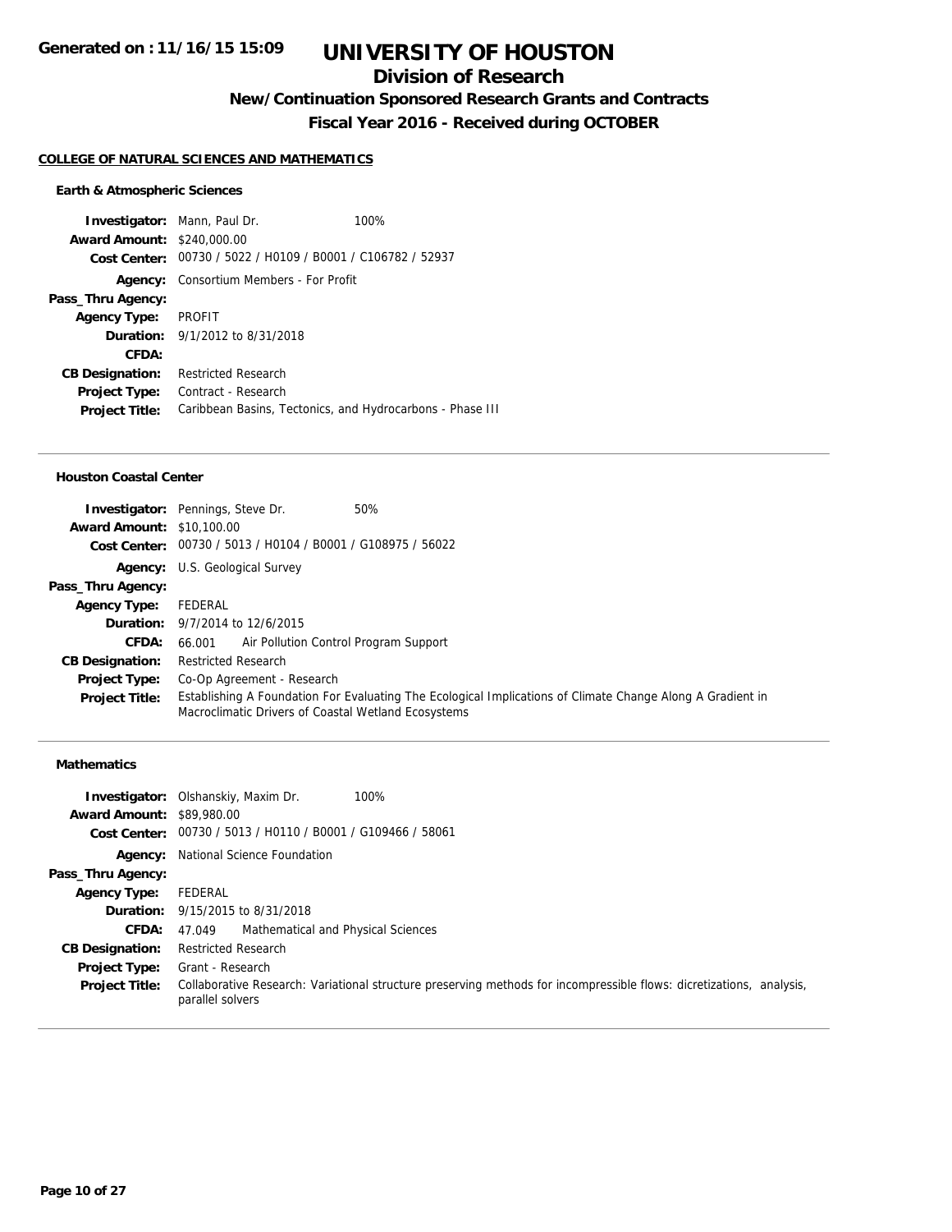## COLLEGE OF NATURAL SCIENCES AND MATHEMATICS

### Earth & Atmospheric Sciences

**Investigator:** Mann, Paul Dr. 100%
**Award Amount:** $240,000.00
**Cost Center:** 00730 / 5022 / H0109 / B0001 / C106782 / 52937
**Agency:** Consortium Members - For Profit
**Pass_Thru Agency:**
**Agency Type:** PROFIT
**Duration:** 9/1/2012 to 8/31/2018
**CFDA:**
**CB Designation:** Restricted Research
**Project Type:** Contract - Research
**Project Title:** Caribbean Basins, Tectonics, and Hydrocarbons - Phase III

---

### Houston Coastal Center

**Investigator:** Pennings, Steve Dr. 50%
**Award Amount:** $10,100.00
**Cost Center:** 00730 / 5013 / H0104 / B0001 / G108975 / 56022
**Agency:** U.S. Geological Survey
**Pass_Thru Agency:**
**Agency Type:** FEDERAL
**Duration:** 9/7/2014 to 12/6/2015
**CFDA:** 66.001 Air Pollution Control Program Support
**CB Designation:** Restricted Research
**Project Type:** Co-Op Agreement - Research
**Project Title:** Establishing A Foundation For Evaluating The Ecological Implications of Climate Change Along A Gradient in Macroclimatic Drivers of Coastal Wetland Ecosystems

---

### Mathematics

**Investigator:** Olshanskiy, Maxim Dr. 100%
**Award Amount:** $89,980.00
**Cost Center:** 00730 / 5013 / H0110 / B0001 / G109466 / 58061
**Agency:** National Science Foundation
**Pass_Thru Agency:**
**Agency Type:** FEDERAL
**Duration:** 9/15/2015 to 8/31/2018
**CFDA:** 47.049 Mathematical and Physical Sciences
**CB Designation:** Restricted Research
**Project Type:** Grant - Research
**Project Title:** Collaborative Research: Variational structure preserving methods for incompressible flows: dicretizations, analysis, parallel solvers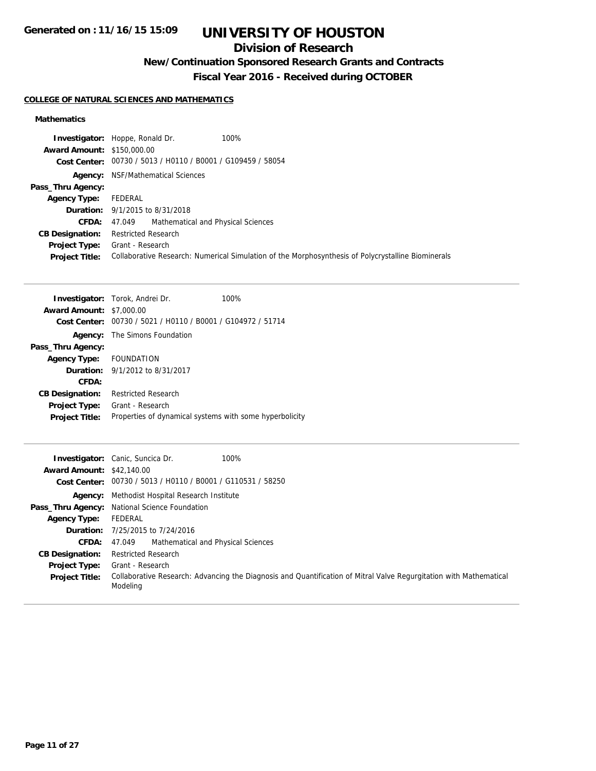# UNIVERSITY OF HOUSTON

## Division of Research

### New/Continuation Sponsored Research Grants and Contracts

### Fiscal Year 2016 - Received during OCTOBER

Generated on : 11/16/15 15:09

**COLLEGE OF NATURAL SCIENCES AND MATHEMATICS**

**Mathematics**

| | | |
|---|---|---|
| **Investigator:** | Hoppe, Ronald Dr. | 100% |
| **Award Amount:** | $150,000.00 | |
| **Cost Center:** | 00730 / 5013 / H0110 / B0001 / G109459 / 58054 | |
| **Agency:** | NSF/Mathematical Sciences | |
| **Pass_Thru Agency:** | | |
| **Agency Type:** | FEDERAL | |
| **Duration:** | 9/1/2015 to 8/31/2018 | |
| **CFDA:** | 47.049 Mathematical and Physical Sciences | |
| **CB Designation:** | Restricted Research | |
| **Project Type:** | Grant - Research | |
| **Project Title:** | Collaborative Research: Numerical Simulation of the Morphosynthesis of Polycrystalline Biominerals | |

---

| | | |
|---|---|---|
| **Investigator:** | Torok, Andrei Dr. | 100% |
| **Award Amount:** | $7,000.00 | |
| **Cost Center:** | 00730 / 5021 / H0110 / B0001 / G104972 / 51714 | |
| **Agency:** | The Simons Foundation | |
| **Pass_Thru Agency:** | | |
| **Agency Type:** | FOUNDATION | |
| **Duration:** | 9/1/2012 to 8/31/2017 | |
| **CFDA:** | | |
| **CB Designation:** | Restricted Research | |
| **Project Type:** | Grant - Research | |
| **Project Title:** | Properties of dynamical systems with some hyperbolicity | |

---

| | | |
|---|---|---|
| **Investigator:** | Canic, Suncica Dr. | 100% |
| **Award Amount:** | $42,140.00 | |
| **Cost Center:** | 00730 / 5013 / H0110 / B0001 / G110531 / 58250 | |
| **Agency:** | Methodist Hospital Research Institute | |
| **Pass_Thru Agency:** | National Science Foundation | |
| **Agency Type:** | FEDERAL | |
| **Duration:** | 7/25/2015 to 7/24/2016 | |
| **CFDA:** | 47.049 Mathematical and Physical Sciences | |
| **CB Designation:** | Restricted Research | |
| **Project Type:** | Grant - Research | |
| **Project Title:** | Collaborative Research: Advancing the Diagnosis and Quantification of Mitral Valve Regurgitation with Mathematical Modeling | |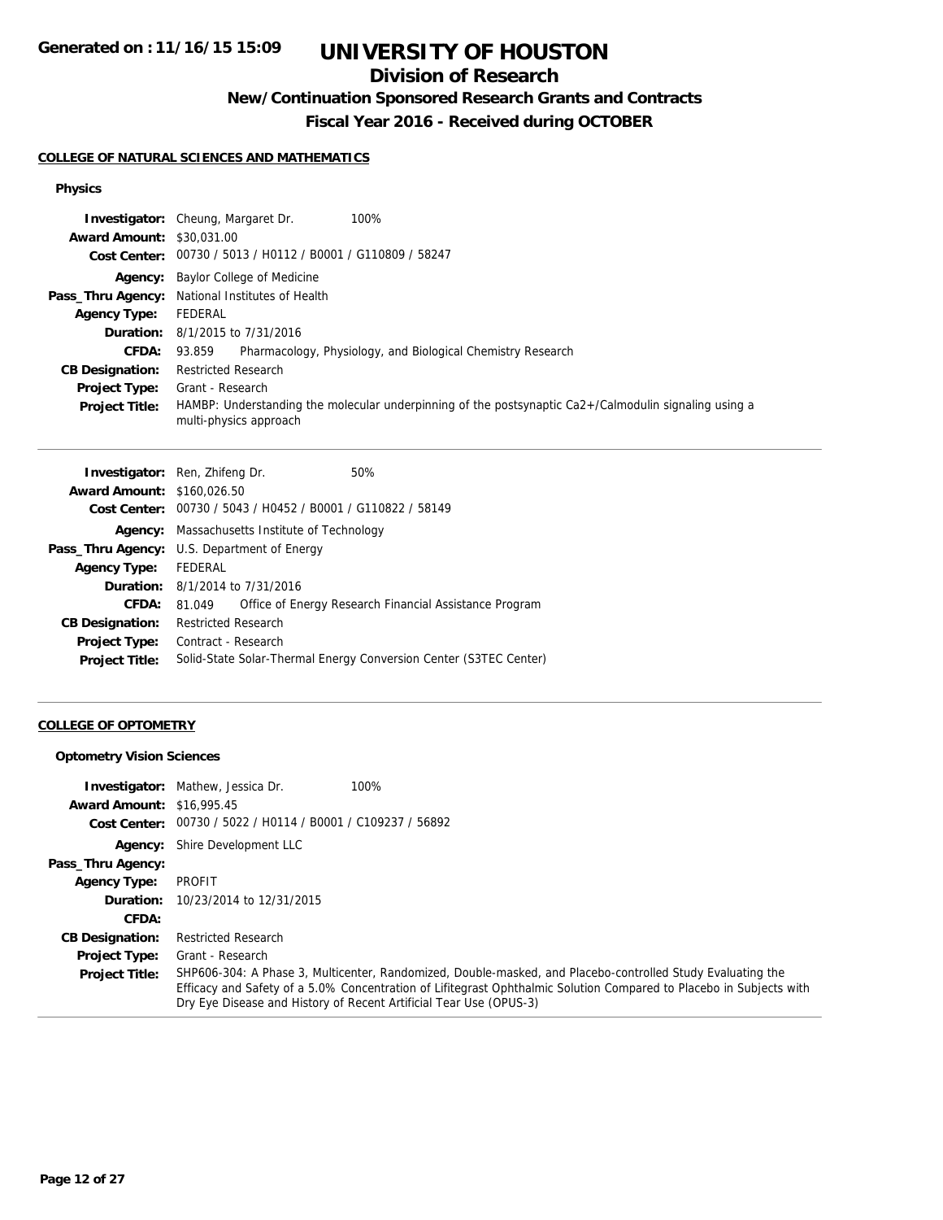# UNIVERSITY OF HOUSTON

## Division of Research

### New/Continuation Sponsored Research Grants and Contracts

### Fiscal Year 2016 - Received during OCTOBER

Generated on : 11/16/15 15:09

#### COLLEGE OF NATURAL SCIENCES AND MATHEMATICS

**Physics**

**Investigator:** Cheung, Margaret Dr. 100%
**Award Amount:** $30,031.00
**Cost Center:** 00730 / 5013 / H0112 / B0001 / G110809 / 58247
**Agency:** Baylor College of Medicine
**Pass_Thru Agency:** National Institutes of Health
**Agency Type:** FEDERAL
**Duration:** 8/1/2015 to 7/31/2016
**CFDA:** 93.859 Pharmacology, Physiology, and Biological Chemistry Research
**CB Designation:** Restricted Research
**Project Type:** Grant - Research
**Project Title:** HAMBP: Understanding the molecular underpinning of the postsynaptic Ca2+/Calmodulin signaling using a multi-physics approach

---

**Investigator:** Ren, Zhifeng Dr. 50%
**Award Amount:** $160,026.50
**Cost Center:** 00730 / 5043 / H0452 / B0001 / G110822 / 58149
**Agency:** Massachusetts Institute of Technology
**Pass_Thru Agency:** U.S. Department of Energy
**Agency Type:** FEDERAL
**Duration:** 8/1/2014 to 7/31/2016
**CFDA:** 81.049 Office of Energy Research Financial Assistance Program
**CB Designation:** Restricted Research
**Project Type:** Contract - Research
**Project Title:** Solid-State Solar-Thermal Energy Conversion Center (S3TEC Center)

---

#### COLLEGE OF OPTOMETRY

**Optometry Vision Sciences**

**Investigator:** Mathew, Jessica Dr. 100%
**Award Amount:** $16,995.45
**Cost Center:** 00730 / 5022 / H0114 / B0001 / C109237 / 56892
**Agency:** Shire Development LLC
**Pass_Thru Agency:**
**Agency Type:** PROFIT
**Duration:** 10/23/2014 to 12/31/2015
**CFDA:**
**CB Designation:** Restricted Research
**Project Type:** Grant - Research
**Project Title:** SHP606-304: A Phase 3, Multicenter, Randomized, Double-masked, and Placebo-controlled Study Evaluating the Efficacy and Safety of a 5.0% Concentration of Lifitegrast Ophthalmic Solution Compared to Placebo in Subjects with Dry Eye Disease and History of Recent Artificial Tear Use (OPUS-3)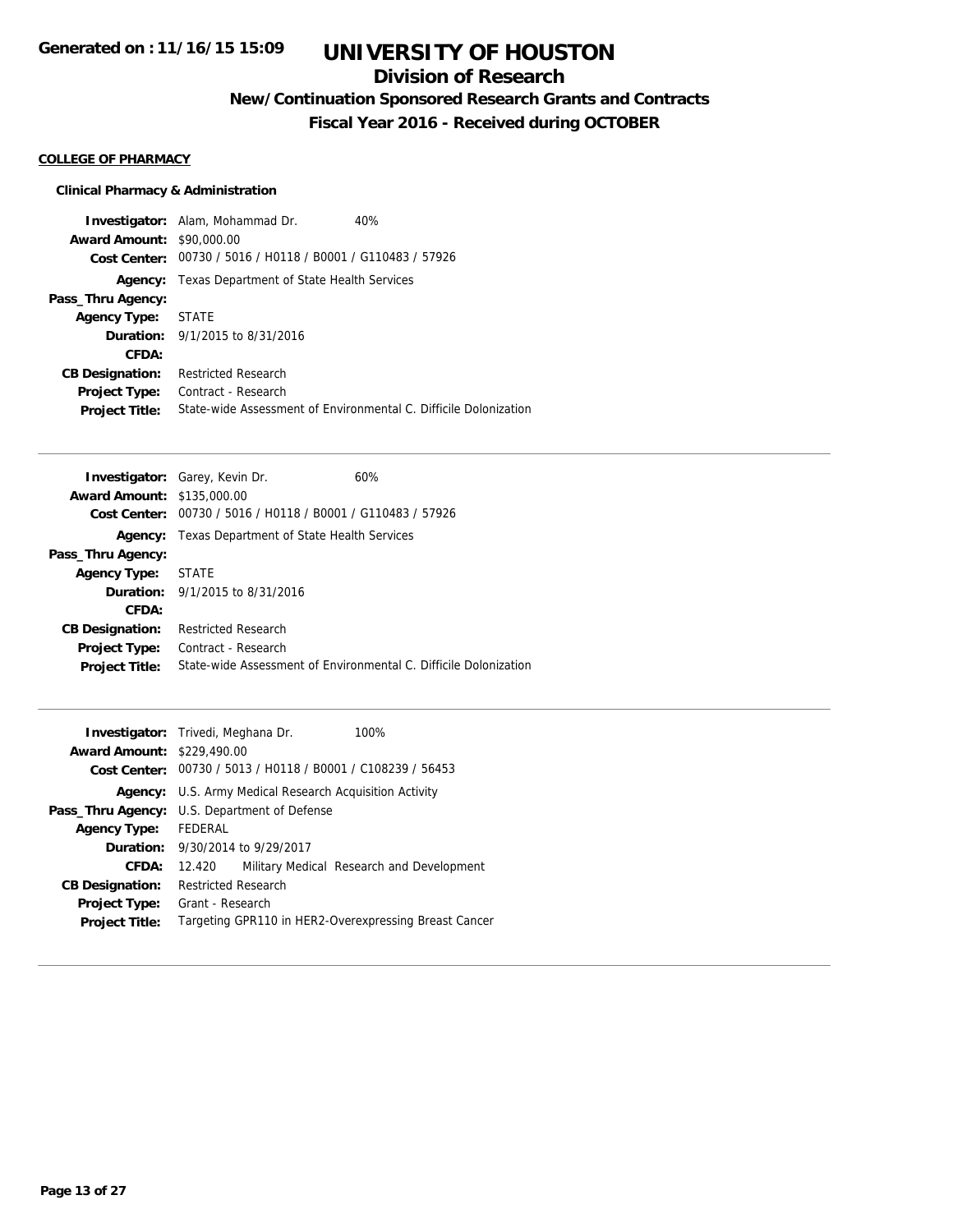# UNIVERSITY OF HOUSTON

## Division of Research

### New/Continuation Sponsored Research Grants and Contracts

### Fiscal Year 2016 - Received during OCTOBER

Generated on : 11/16/15 15:09

**COLLEGE OF PHARMACY**

**Clinical Pharmacy & Administration**

**Investigator:** Alam, Mohammad Dr. 40%
**Award Amount:** $90,000.00
**Cost Center:** 00730 / 5016 / H0118 / B0001 / G110483 / 57926
**Agency:** Texas Department of State Health Services
**Pass_Thru Agency:**
**Agency Type:** STATE
**Duration:** 9/1/2015 to 8/31/2016
**CFDA:**
**CB Designation:** Restricted Research
**Project Type:** Contract - Research
**Project Title:** State-wide Assessment of Environmental C. Difficile Dolonization

---

**Investigator:** Garey, Kevin Dr. 60%
**Award Amount:** $135,000.00
**Cost Center:** 00730 / 5016 / H0118 / B0001 / G110483 / 57926
**Agency:** Texas Department of State Health Services
**Pass_Thru Agency:**
**Agency Type:** STATE
**Duration:** 9/1/2015 to 8/31/2016
**CFDA:**
**CB Designation:** Restricted Research
**Project Type:** Contract - Research
**Project Title:** State-wide Assessment of Environmental C. Difficile Dolonization

---

**Investigator:** Trivedi, Meghana Dr. 100%
**Award Amount:** $229,490.00
**Cost Center:** 00730 / 5013 / H0118 / B0001 / C108239 / 56453
**Agency:** U.S. Army Medical Research Acquisition Activity
**Pass_Thru Agency:** U.S. Department of Defense
**Agency Type:** FEDERAL
**Duration:** 9/30/2014 to 9/29/2017
**CFDA:** 12.420 Military Medical Research and Development
**CB Designation:** Restricted Research
**Project Type:** Grant - Research
**Project Title:** Targeting GPR110 in HER2-Overexpressing Breast Cancer

---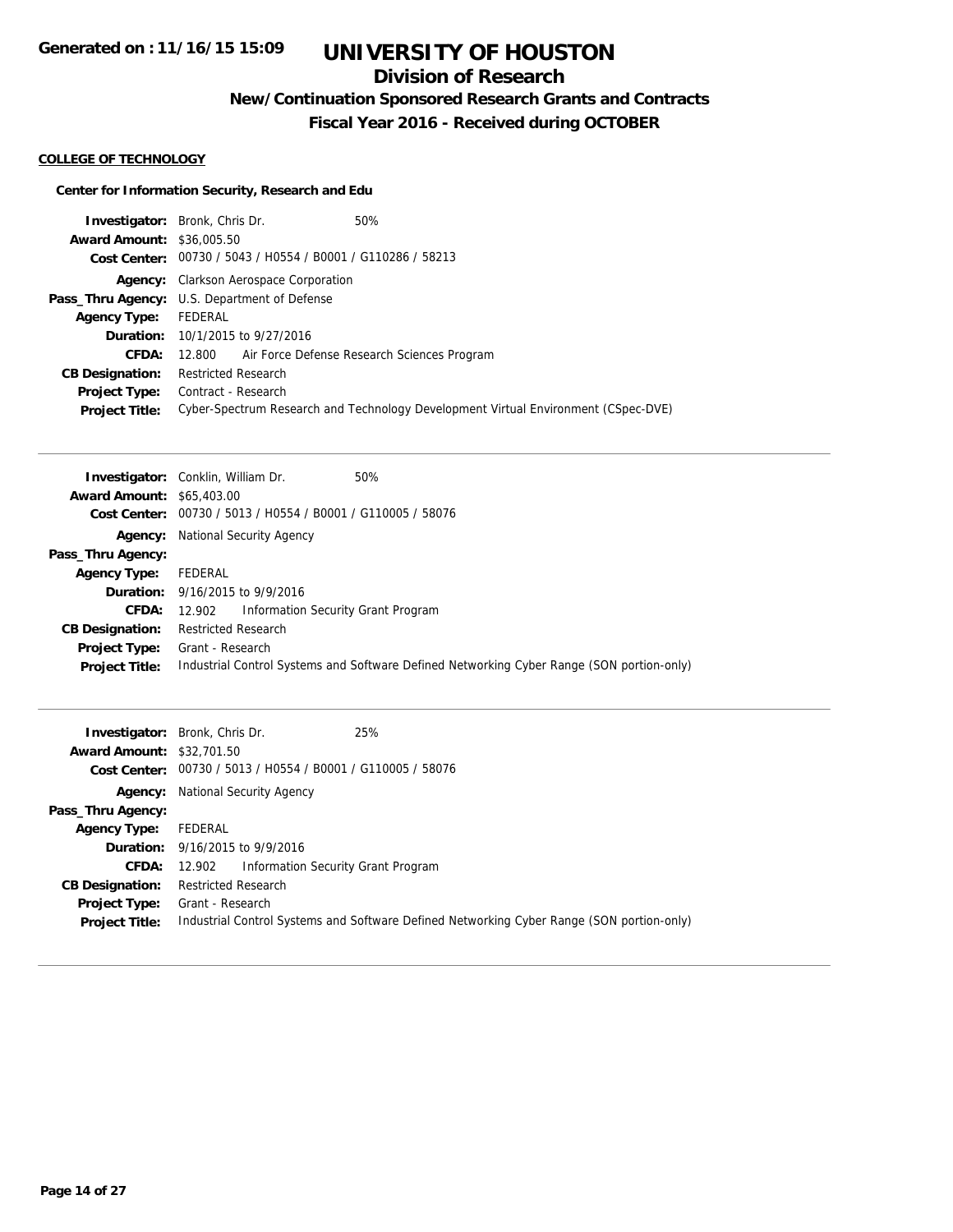# UNIVERSITY OF HOUSTON

## Division of Research

### New/Continuation Sponsored Research Grants and Contracts

### Fiscal Year 2016 - Received during OCTOBER

**COLLEGE OF TECHNOLOGY**

**Center for Information Security, Research and Edu**

**Investigator:** Bronk, Chris Dr. 50%
**Award Amount:** $36,005.50
**Cost Center:** 00730 / 5043 / H0554 / B0001 / G110286 / 58213
**Agency:** Clarkson Aerospace Corporation
**Pass_Thru Agency:** U.S. Department of Defense
**Agency Type:** FEDERAL
**Duration:** 10/1/2015 to 9/27/2016
**CFDA:** 12.800 Air Force Defense Research Sciences Program
**CB Designation:** Restricted Research
**Project Type:** Contract - Research
**Project Title:** Cyber-Spectrum Research and Technology Development Virtual Environment (CSpec-DVE)

---

**Investigator:** Conklin, William Dr. 50%
**Award Amount:** $65,403.00
**Cost Center:** 00730 / 5013 / H0554 / B0001 / G110005 / 58076
**Agency:** National Security Agency
**Pass_Thru Agency:**
**Agency Type:** FEDERAL
**Duration:** 9/16/2015 to 9/9/2016
**CFDA:** 12.902 Information Security Grant Program
**CB Designation:** Restricted Research
**Project Type:** Grant - Research
**Project Title:** Industrial Control Systems and Software Defined Networking Cyber Range (SON portion-only)

---

**Investigator:** Bronk, Chris Dr. 25%
**Award Amount:** $32,701.50
**Cost Center:** 00730 / 5013 / H0554 / B0001 / G110005 / 58076
**Agency:** National Security Agency
**Pass_Thru Agency:**
**Agency Type:** FEDERAL
**Duration:** 9/16/2015 to 9/9/2016
**CFDA:** 12.902 Information Security Grant Program
**CB Designation:** Restricted Research
**Project Type:** Grant - Research
**Project Title:** Industrial Control Systems and Software Defined Networking Cyber Range (SON portion-only)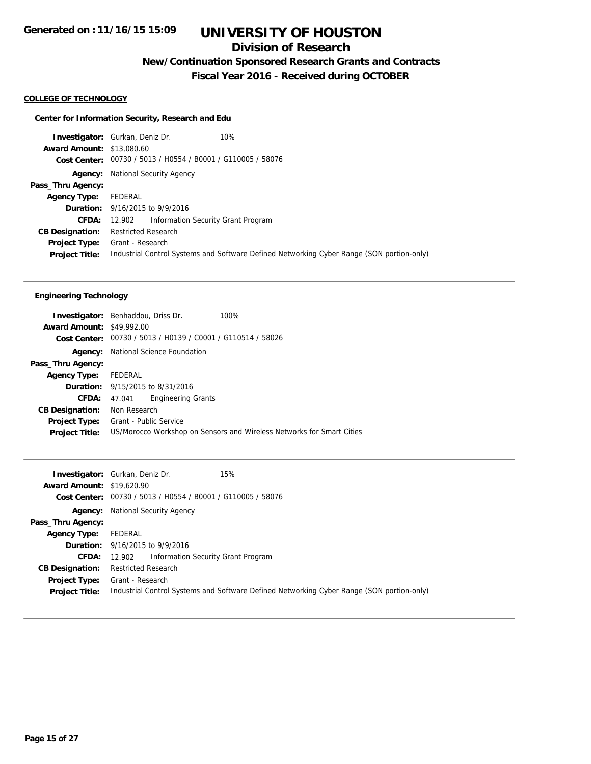**Generated on : 11/16/15 15:09**

# UNIVERSITY OF HOUSTON

## Division of Research

### New/Continuation Sponsored Research Grants and Contracts

### Fiscal Year 2016 - Received during OCTOBER

**COLLEGE OF TECHNOLOGY**

**Center for Information Security, Research and Edu**

| | |
|---|---|
| **Investigator:** | Gurkan, Deniz Dr. 10% |
| **Award Amount:** | $13,080.60 |
| **Cost Center:** | 00730 / 5013 / H0554 / B0001 / G110005 / 58076 |
| **Agency:** | National Security Agency |
| **Pass_Thru Agency:** | |
| **Agency Type:** | FEDERAL |
| **Duration:** | 9/16/2015 to 9/9/2016 |
| **CFDA:** | 12.902 Information Security Grant Program |
| **CB Designation:** | Restricted Research |
| **Project Type:** | Grant - Research |
| **Project Title:** | Industrial Control Systems and Software Defined Networking Cyber Range (SON portion-only) |

**Engineering Technology**

| | |
|---|---|
| **Investigator:** | Benhaddou, Driss Dr. 100% |
| **Award Amount:** | $49,992.00 |
| **Cost Center:** | 00730 / 5013 / H0139 / C0001 / G110514 / 58026 |
| **Agency:** | National Science Foundation |
| **Pass_Thru Agency:** | |
| **Agency Type:** | FEDERAL |
| **Duration:** | 9/15/2015 to 8/31/2016 |
| **CFDA:** | 47.041 Engineering Grants |
| **CB Designation:** | Non Research |
| **Project Type:** | Grant - Public Service |
| **Project Title:** | US/Morocco Workshop on Sensors and Wireless Networks for Smart Cities |

| | |
|---|---|
| **Investigator:** | Gurkan, Deniz Dr. 15% |
| **Award Amount:** | $19,620.90 |
| **Cost Center:** | 00730 / 5013 / H0554 / B0001 / G110005 / 58076 |
| **Agency:** | National Security Agency |
| **Pass_Thru Agency:** | |
| **Agency Type:** | FEDERAL |
| **Duration:** | 9/16/2015 to 9/9/2016 |
| **CFDA:** | 12.902 Information Security Grant Program |
| **CB Designation:** | Restricted Research |
| **Project Type:** | Grant - Research |
| **Project Title:** | Industrial Control Systems and Software Defined Networking Cyber Range (SON portion-only) |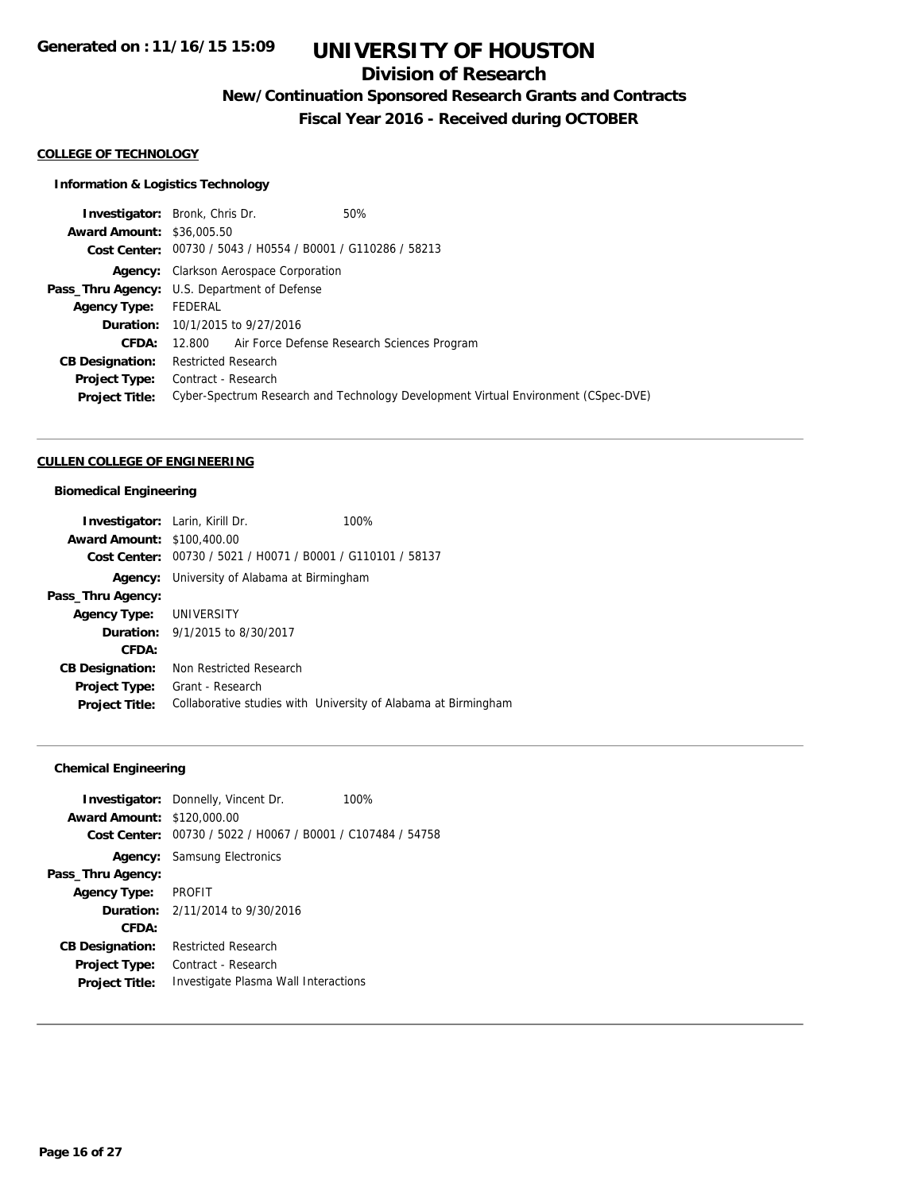# UNIVERSITY OF HOUSTON

## Division of Research

### New/Continuation Sponsored Research Grants and Contracts

### Fiscal Year 2016 - Received during OCTOBER

Generated on : 11/16/15 15:09

**COLLEGE OF TECHNOLOGY**

**Information & Logistics Technology**

| | | |
|---|---|---|
| **Investigator:** | Bronk, Chris Dr. | 50% |
| **Award Amount:** | $36,005.50 | |
| **Cost Center:** | 00730 / 5043 / H0554 / B0001 / G110286 / 58213 | |
| **Agency:** | Clarkson Aerospace Corporation | |
| **Pass_Thru Agency:** | U.S. Department of Defense | |
| **Agency Type:** | FEDERAL | |
| **Duration:** | 10/1/2015 to 9/27/2016 | |
| **CFDA:** | 12.800 Air Force Defense Research Sciences Program | |
| **CB Designation:** | Restricted Research | |
| **Project Type:** | Contract - Research | |
| **Project Title:** | Cyber-Spectrum Research and Technology Development Virtual Environment (CSpec-DVE) | |

---

**CULLEN COLLEGE OF ENGINEERING**

**Biomedical Engineering**

| | | |
|---|---|---|
| **Investigator:** | Larin, Kirill Dr. | 100% |
| **Award Amount:** | $100,400.00 | |
| **Cost Center:** | 00730 / 5021 / H0071 / B0001 / G110101 / 58137 | |
| **Agency:** | University of Alabama at Birmingham | |
| **Pass_Thru Agency:** | | |
| **Agency Type:** | UNIVERSITY | |
| **Duration:** | 9/1/2015 to 8/30/2017 | |
| **CFDA:** | | |
| **CB Designation:** | Non Restricted Research | |
| **Project Type:** | Grant - Research | |
| **Project Title:** | Collaborative studies with University of Alabama at Birmingham | |

---

**Chemical Engineering**

| | | |
|---|---|---|
| **Investigator:** | Donnelly, Vincent Dr. | 100% |
| **Award Amount:** | $120,000.00 | |
| **Cost Center:** | 00730 / 5022 / H0067 / B0001 / C107484 / 54758 | |
| **Agency:** | Samsung Electronics | |
| **Pass_Thru Agency:** | | |
| **Agency Type:** | PROFIT | |
| **Duration:** | 2/11/2014 to 9/30/2016 | |
| **CFDA:** | | |
| **CB Designation:** | Restricted Research | |
| **Project Type:** | Contract - Research | |
| **Project Title:** | Investigate Plasma Wall Interactions | |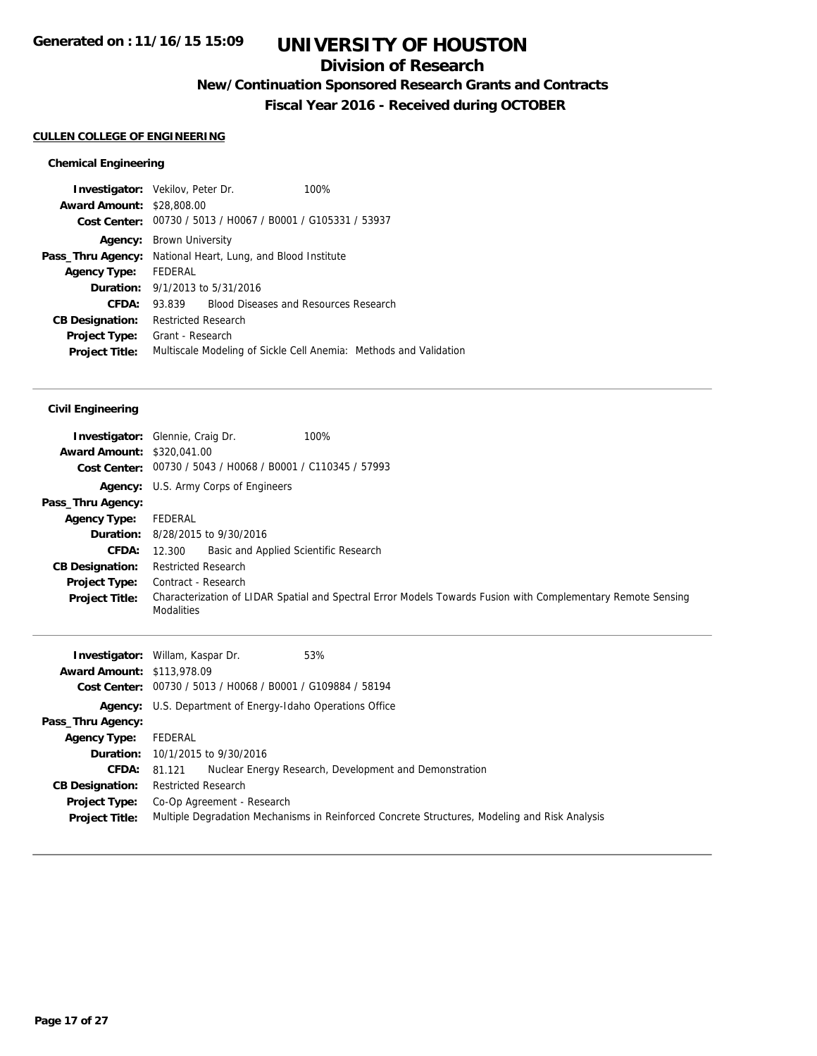**Generated on : 11/16/15 15:09**

# UNIVERSITY OF HOUSTON

## Division of Research

### New/Continuation Sponsored Research Grants and Contracts

### Fiscal Year 2016 - Received during OCTOBER

**CULLEN COLLEGE OF ENGINEERING**

#### Chemical Engineering

| | |
|---|---|
| **Investigator:** | Vekilov, Peter Dr. 100% |
| **Award Amount:** | $28,808.00 |
| **Cost Center:** | 00730 / 5013 / H0067 / B0001 / G105331 / 53937 |
| **Agency:** | Brown University |
| **Pass_Thru Agency:** | National Heart, Lung, and Blood Institute |
| **Agency Type:** | FEDERAL |
| **Duration:** | 9/1/2013 to 5/31/2016 |
| **CFDA:** | 93.839 Blood Diseases and Resources Research |
| **CB Designation:** | Restricted Research |
| **Project Type:** | Grant - Research |
| **Project Title:** | Multiscale Modeling of Sickle Cell Anemia: Methods and Validation |

#### Civil Engineering

| | |
|---|---|
| **Investigator:** | Glennie, Craig Dr. 100% |
| **Award Amount:** | $320,041.00 |
| **Cost Center:** | 00730 / 5043 / H0068 / B0001 / C110345 / 57993 |
| **Agency:** | U.S. Army Corps of Engineers |
| **Pass_Thru Agency:** | |
| **Agency Type:** | FEDERAL |
| **Duration:** | 8/28/2015 to 9/30/2016 |
| **CFDA:** | 12.300 Basic and Applied Scientific Research |
| **CB Designation:** | Restricted Research |
| **Project Type:** | Contract - Research |
| **Project Title:** | Characterization of LIDAR Spatial and Spectral Error Models Towards Fusion with Complementary Remote Sensing Modalities |

| | |
|---|---|
| **Investigator:** | Willam, Kaspar Dr. 53% |
| **Award Amount:** | $113,978.09 |
| **Cost Center:** | 00730 / 5013 / H0068 / B0001 / G109884 / 58194 |
| **Agency:** | U.S. Department of Energy-Idaho Operations Office |
| **Pass_Thru Agency:** | |
| **Agency Type:** | FEDERAL |
| **Duration:** | 10/1/2015 to 9/30/2016 |
| **CFDA:** | 81.121 Nuclear Energy Research, Development and Demonstration |
| **CB Designation:** | Restricted Research |
| **Project Type:** | Co-Op Agreement - Research |
| **Project Title:** | Multiple Degradation Mechanisms in Reinforced Concrete Structures, Modeling and Risk Analysis |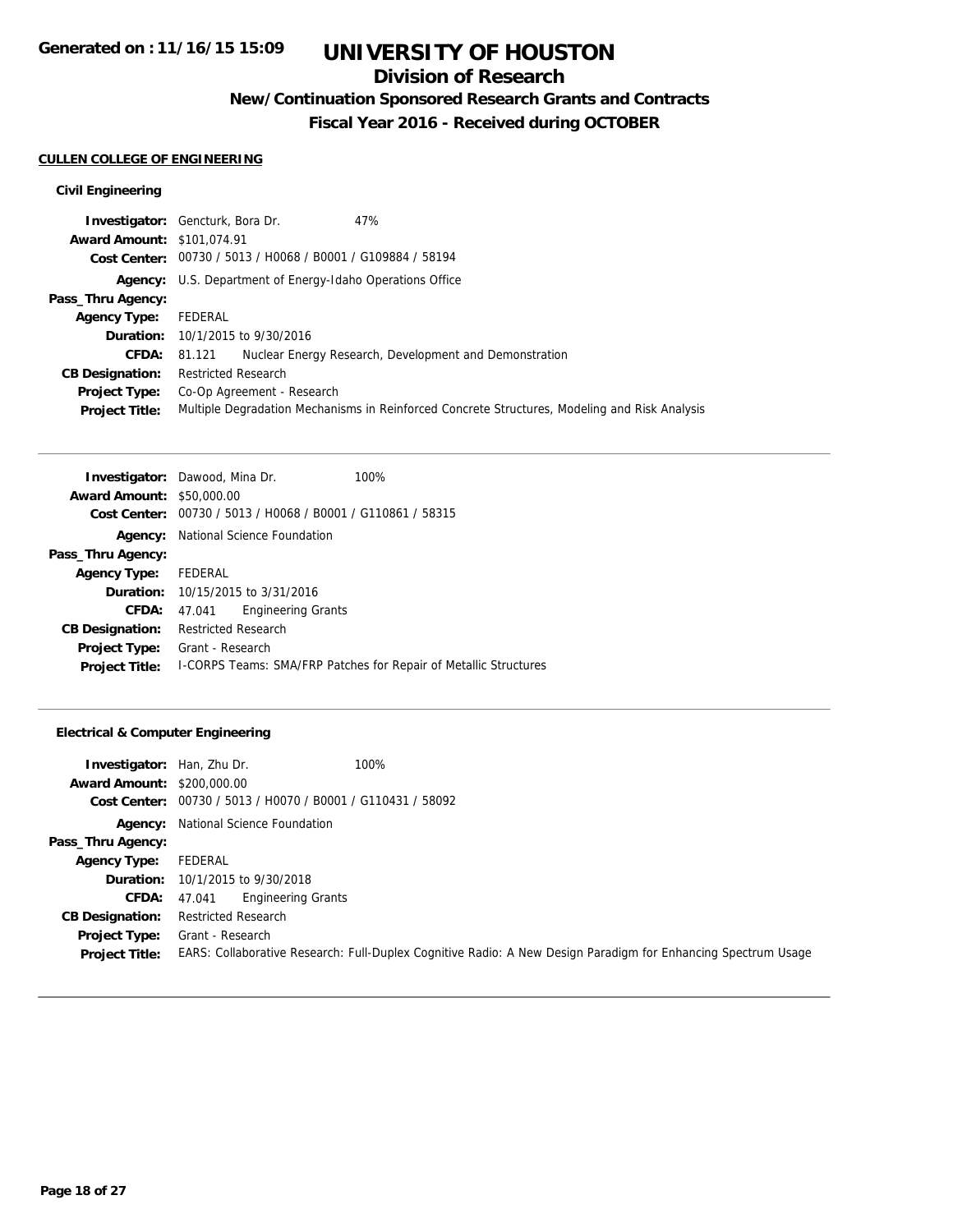**Generated on : 11/16/15 15:09**

# UNIVERSITY OF HOUSTON

## Division of Research

### New/Continuation Sponsored Research Grants and Contracts

### Fiscal Year 2016 - Received during OCTOBER

**CULLEN COLLEGE OF ENGINEERING**

#### Civil Engineering

**Investigator:** Gencturk, Bora Dr. 47%
**Award Amount:** $101,074.91
**Cost Center:** 00730 / 5013 / H0068 / B0001 / G109884 / 58194
**Agency:** U.S. Department of Energy-Idaho Operations Office
**Pass_Thru Agency:**
**Agency Type:** FEDERAL
**Duration:** 10/1/2015 to 9/30/2016
**CFDA:** 81.121 Nuclear Energy Research, Development and Demonstration
**CB Designation:** Restricted Research
**Project Type:** Co-Op Agreement - Research
**Project Title:** Multiple Degradation Mechanisms in Reinforced Concrete Structures, Modeling and Risk Analysis

---

**Investigator:** Dawood, Mina Dr. 100%
**Award Amount:** $50,000.00
**Cost Center:** 00730 / 5013 / H0068 / B0001 / G110861 / 58315
**Agency:** National Science Foundation
**Pass_Thru Agency:**
**Agency Type:** FEDERAL
**Duration:** 10/15/2015 to 3/31/2016
**CFDA:** 47.041 Engineering Grants
**CB Designation:** Restricted Research
**Project Type:** Grant - Research
**Project Title:** I-CORPS Teams: SMA/FRP Patches for Repair of Metallic Structures

---

#### Electrical & Computer Engineering

**Investigator:** Han, Zhu Dr. 100%
**Award Amount:** $200,000.00
**Cost Center:** 00730 / 5013 / H0070 / B0001 / G110431 / 58092
**Agency:** National Science Foundation
**Pass_Thru Agency:**
**Agency Type:** FEDERAL
**Duration:** 10/1/2015 to 9/30/2018
**CFDA:** 47.041 Engineering Grants
**CB Designation:** Restricted Research
**Project Type:** Grant - Research
**Project Title:** EARS: Collaborative Research: Full-Duplex Cognitive Radio: A New Design Paradigm for Enhancing Spectrum Usage

---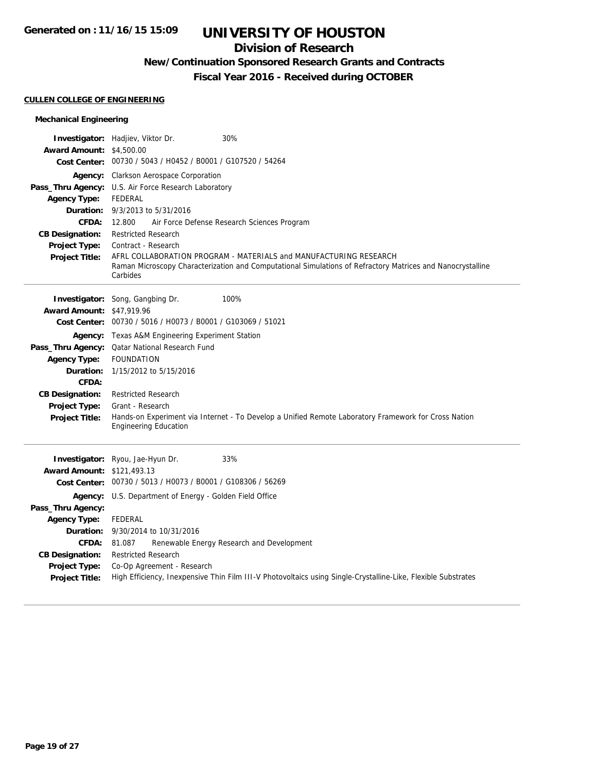**Generated on : 11/16/15 15:09**

# UNIVERSITY OF HOUSTON

## Division of Research

### New/Continuation Sponsored Research Grants and Contracts

### Fiscal Year 2016 - Received during OCTOBER

**CULLEN COLLEGE OF ENGINEERING**

#### Mechanical Engineering

**Investigator:** Hadjiev, Viktor Dr. 30%
**Award Amount:** $4,500.00
**Cost Center:** 00730 / 5043 / H0452 / B0001 / G107520 / 54264
**Agency:** Clarkson Aerospace Corporation
**Pass_Thru Agency:** U.S. Air Force Research Laboratory
**Agency Type:** FEDERAL
**Duration:** 9/3/2013 to 5/31/2016
**CFDA:** 12.800 Air Force Defense Research Sciences Program
**CB Designation:** Restricted Research
**Project Type:** Contract - Research
**Project Title:** AFRL COLLABORATION PROGRAM - MATERIALS and MANUFACTURING RESEARCH
Raman Microscopy Characterization and Computational Simulations of Refractory Matrices and Nanocrystalline Carbides

---

**Investigator:** Song, Gangbing Dr. 100%
**Award Amount:** $47,919.96
**Cost Center:** 00730 / 5016 / H0073 / B0001 / G103069 / 51021
**Agency:** Texas A&M Engineering Experiment Station
**Pass_Thru Agency:** Qatar National Research Fund
**Agency Type:** FOUNDATION
**Duration:** 1/15/2012 to 5/15/2016
**CFDA:**
**CB Designation:** Restricted Research
**Project Type:** Grant - Research
**Project Title:** Hands-on Experiment via Internet - To Develop a Unified Remote Laboratory Framework for Cross Nation Engineering Education

---

**Investigator:** Ryou, Jae-Hyun Dr. 33%
**Award Amount:** $121,493.13
**Cost Center:** 00730 / 5013 / H0073 / B0001 / G108306 / 56269
**Agency:** U.S. Department of Energy - Golden Field Office
**Pass_Thru Agency:**
**Agency Type:** FEDERAL
**Duration:** 9/30/2014 to 10/31/2016
**CFDA:** 81.087 Renewable Energy Research and Development
**CB Designation:** Restricted Research
**Project Type:** Co-Op Agreement - Research
**Project Title:** High Efficiency, Inexpensive Thin Film III-V Photovoltaics using Single-Crystalline-Like, Flexible Substrates

---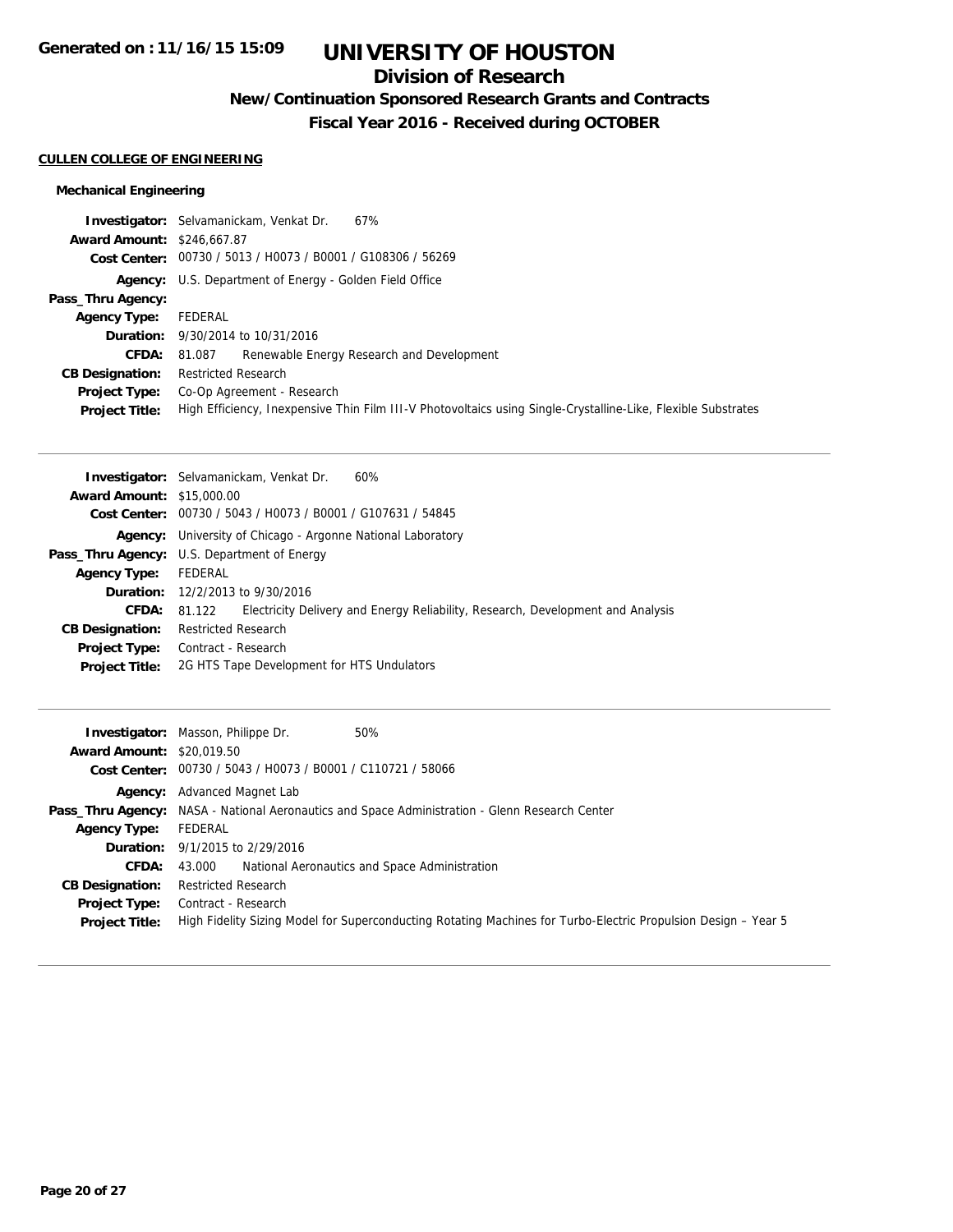# UNIVERSITY OF HOUSTON

## Division of Research

### New/Continuation Sponsored Research Grants and Contracts

### Fiscal Year 2016 - Received during OCTOBER

Generated on : 11/16/15 15:09

**CULLEN COLLEGE OF ENGINEERING**

**Mechanical Engineering**

**Investigator:** Selvamanickam, Venkat Dr. 67%
**Award Amount:** $246,667.87
**Cost Center:** 00730 / 5013 / H0073 / B0001 / G108306 / 56269
**Agency:** U.S. Department of Energy - Golden Field Office
**Pass_Thru Agency:**
**Agency Type:** FEDERAL
**Duration:** 9/30/2014 to 10/31/2016
**CFDA:** 81.087 Renewable Energy Research and Development
**CB Designation:** Restricted Research
**Project Type:** Co-Op Agreement - Research
**Project Title:** High Efficiency, Inexpensive Thin Film III-V Photovoltaics using Single-Crystalline-Like, Flexible Substrates

---

**Investigator:** Selvamanickam, Venkat Dr. 60%
**Award Amount:** $15,000.00
**Cost Center:** 00730 / 5043 / H0073 / B0001 / G107631 / 54845
**Agency:** University of Chicago - Argonne National Laboratory
**Pass_Thru Agency:** U.S. Department of Energy
**Agency Type:** FEDERAL
**Duration:** 12/2/2013 to 9/30/2016
**CFDA:** 81.122 Electricity Delivery and Energy Reliability, Research, Development and Analysis
**CB Designation:** Restricted Research
**Project Type:** Contract - Research
**Project Title:** 2G HTS Tape Development for HTS Undulators

---

**Investigator:** Masson, Philippe Dr. 50%
**Award Amount:** $20,019.50
**Cost Center:** 00730 / 5043 / H0073 / B0001 / C110721 / 58066
**Agency:** Advanced Magnet Lab
**Pass_Thru Agency:** NASA - National Aeronautics and Space Administration - Glenn Research Center
**Agency Type:** FEDERAL
**Duration:** 9/1/2015 to 2/29/2016
**CFDA:** 43.000 National Aeronautics and Space Administration
**CB Designation:** Restricted Research
**Project Type:** Contract - Research
**Project Title:** High Fidelity Sizing Model for Superconducting Rotating Machines for Turbo-Electric Propulsion Design – Year 5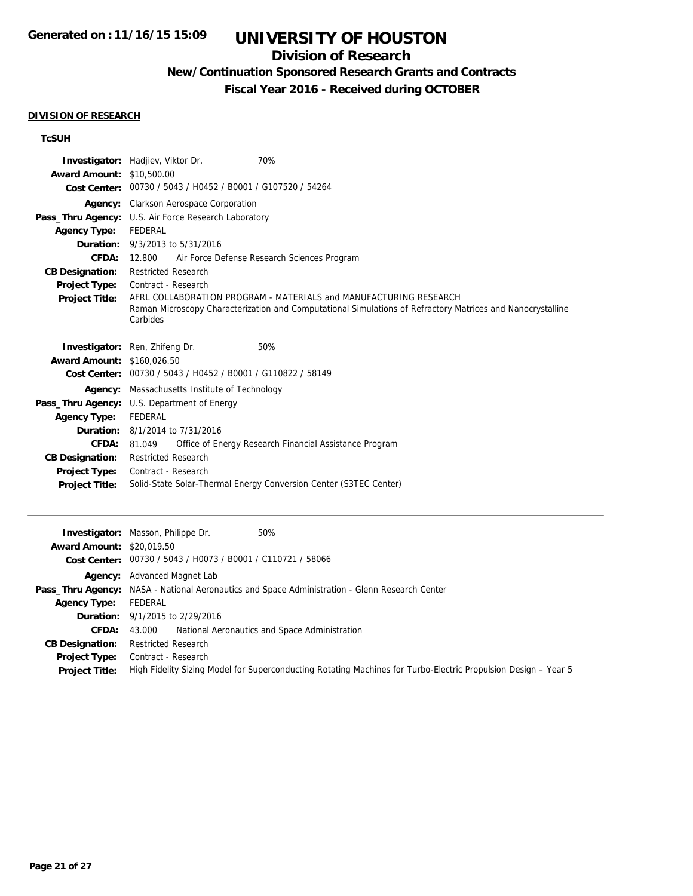# UNIVERSITY OF HOUSTON

## Division of Research

### New/Continuation Sponsored Research Grants and Contracts

### Fiscal Year 2016 - Received during OCTOBER

**DIVISION OF RESEARCH**

**TcSUH**

**Investigator:** Hadjiev, Viktor Dr. 70%
**Award Amount:** $10,500.00
**Cost Center:** 00730 / 5043 / H0452 / B0001 / G107520 / 54264
**Agency:** Clarkson Aerospace Corporation
**Pass_Thru Agency:** U.S. Air Force Research Laboratory
**Agency Type:** FEDERAL
**Duration:** 9/3/2013 to 5/31/2016
**CFDA:** 12.800 Air Force Defense Research Sciences Program
**CB Designation:** Restricted Research
**Project Type:** Contract - Research
**Project Title:** AFRL COLLABORATION PROGRAM - MATERIALS and MANUFACTURING RESEARCH
Raman Microscopy Characterization and Computational Simulations of Refractory Matrices and Nanocrystalline Carbides

---

**Investigator:** Ren, Zhifeng Dr. 50%
**Award Amount:** $160,026.50
**Cost Center:** 00730 / 5043 / H0452 / B0001 / G110822 / 58149
**Agency:** Massachusetts Institute of Technology
**Pass_Thru Agency:** U.S. Department of Energy
**Agency Type:** FEDERAL
**Duration:** 8/1/2014 to 7/31/2016
**CFDA:** 81.049 Office of Energy Research Financial Assistance Program
**CB Designation:** Restricted Research
**Project Type:** Contract - Research
**Project Title:** Solid-State Solar-Thermal Energy Conversion Center (S3TEC Center)

---

**Investigator:** Masson, Philippe Dr. 50%
**Award Amount:** $20,019.50
**Cost Center:** 00730 / 5043 / H0073 / B0001 / C110721 / 58066
**Agency:** Advanced Magnet Lab
**Pass_Thru Agency:** NASA - National Aeronautics and Space Administration - Glenn Research Center
**Agency Type:** FEDERAL
**Duration:** 9/1/2015 to 2/29/2016
**CFDA:** 43.000 National Aeronautics and Space Administration
**CB Designation:** Restricted Research
**Project Type:** Contract - Research
**Project Title:** High Fidelity Sizing Model for Superconducting Rotating Machines for Turbo-Electric Propulsion Design – Year 5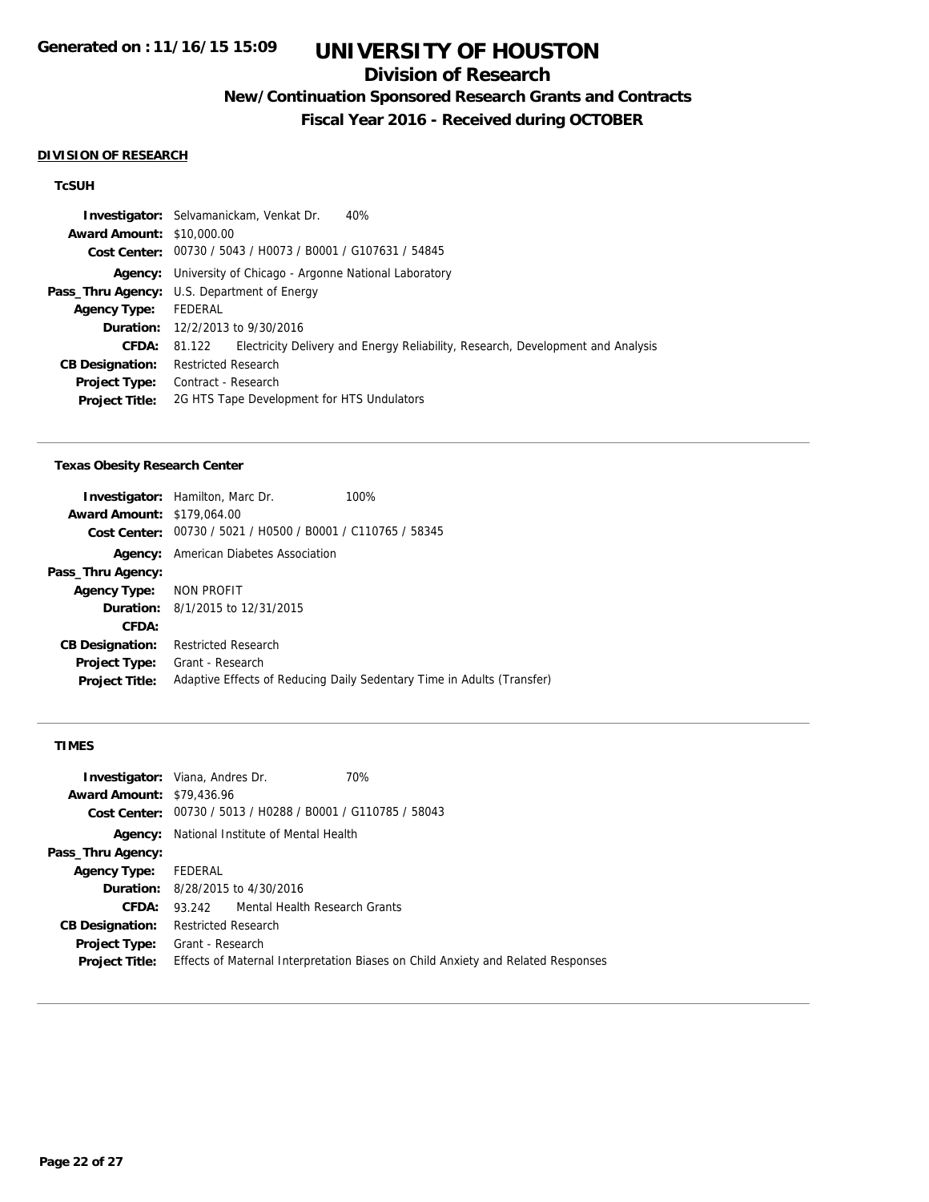# UNIVERSITY OF HOUSTON

## Division of Research

### New/Continuation Sponsored Research Grants and Contracts

### Fiscal Year 2016 - Received during OCTOBER

**DIVISION OF RESEARCH**

**TcSUH**

**Investigator:** Selvamanickam, Venkat Dr. 40%
**Award Amount:** $10,000.00
**Cost Center:** 00730 / 5043 / H0073 / B0001 / G107631 / 54845
**Agency:** University of Chicago - Argonne National Laboratory
**Pass_Thru Agency:** U.S. Department of Energy
**Agency Type:** FEDERAL
**Duration:** 12/2/2013 to 9/30/2016
**CFDA:** 81.122 Electricity Delivery and Energy Reliability, Research, Development and Analysis
**CB Designation:** Restricted Research
**Project Type:** Contract - Research
**Project Title:** 2G HTS Tape Development for HTS Undulators

---

**Texas Obesity Research Center**

**Investigator:** Hamilton, Marc Dr. 100%
**Award Amount:** $179,064.00
**Cost Center:** 00730 / 5021 / H0500 / B0001 / C110765 / 58345
**Agency:** American Diabetes Association
**Pass_Thru Agency:**
**Agency Type:** NON PROFIT
**Duration:** 8/1/2015 to 12/31/2015
**CFDA:**
**CB Designation:** Restricted Research
**Project Type:** Grant - Research
**Project Title:** Adaptive Effects of Reducing Daily Sedentary Time in Adults (Transfer)

---

**TIMES**

**Investigator:** Viana, Andres Dr. 70%
**Award Amount:** $79,436.96
**Cost Center:** 00730 / 5013 / H0288 / B0001 / G110785 / 58043
**Agency:** National Institute of Mental Health
**Pass_Thru Agency:**
**Agency Type:** FEDERAL
**Duration:** 8/28/2015 to 4/30/2016
**CFDA:** 93.242 Mental Health Research Grants
**CB Designation:** Restricted Research
**Project Type:** Grant - Research
**Project Title:** Effects of Maternal Interpretation Biases on Child Anxiety and Related Responses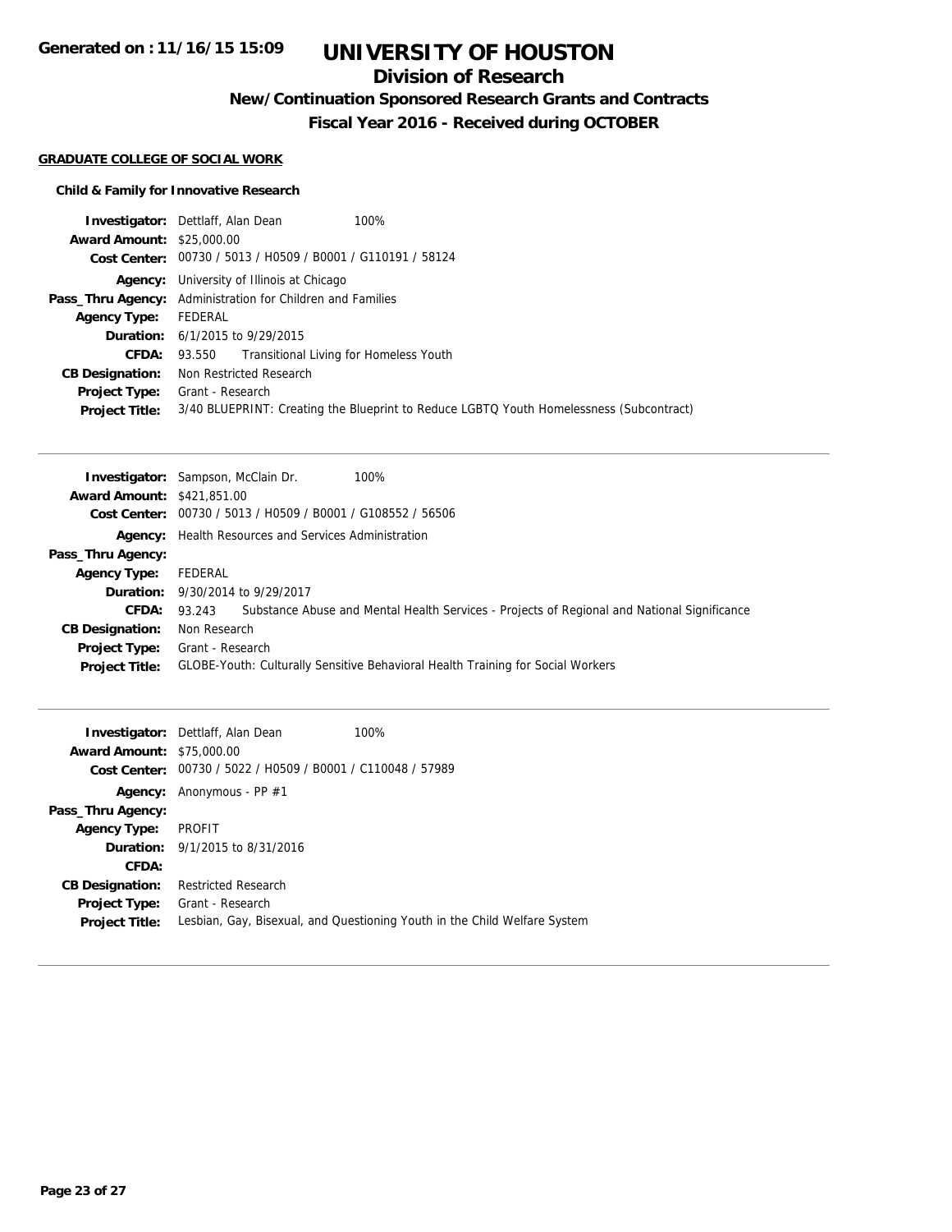# UNIVERSITY OF HOUSTON

## Division of Research

### New/Continuation Sponsored Research Grants and Contracts

### Fiscal Year 2016 - Received during OCTOBER

Generated on : 11/16/15 15:09

**GRADUATE COLLEGE OF SOCIAL WORK**

**Child & Family for Innovative Research**

**Investigator:** Dettlaff, Alan Dean 100%
**Award Amount:** $25,000.00
**Cost Center:** 00730 / 5013 / H0509 / B0001 / G110191 / 58124
**Agency:** University of Illinois at Chicago
**Pass_Thru Agency:** Administration for Children and Families
**Agency Type:** FEDERAL
**Duration:** 6/1/2015 to 9/29/2015
**CFDA:** 93.550 Transitional Living for Homeless Youth
**CB Designation:** Non Restricted Research
**Project Type:** Grant - Research
**Project Title:** 3/40 BLUEPRINT: Creating the Blueprint to Reduce LGBTQ Youth Homelessness (Subcontract)

---

**Investigator:** Sampson, McClain Dr. 100%
**Award Amount:** $421,851.00
**Cost Center:** 00730 / 5013 / H0509 / B0001 / G108552 / 56506
**Agency:** Health Resources and Services Administration
**Pass_Thru Agency:**
**Agency Type:** FEDERAL
**Duration:** 9/30/2014 to 9/29/2017
**CFDA:** 93.243 Substance Abuse and Mental Health Services - Projects of Regional and National Significance
**CB Designation:** Non Research
**Project Type:** Grant - Research
**Project Title:** GLOBE-Youth: Culturally Sensitive Behavioral Health Training for Social Workers

---

**Investigator:** Dettlaff, Alan Dean 100%
**Award Amount:** $75,000.00
**Cost Center:** 00730 / 5022 / H0509 / B0001 / C110048 / 57989
**Agency:** Anonymous - PP #1
**Pass_Thru Agency:**
**Agency Type:** PROFIT
**Duration:** 9/1/2015 to 8/31/2016
**CFDA:**
**CB Designation:** Restricted Research
**Project Type:** Grant - Research
**Project Title:** Lesbian, Gay, Bisexual, and Questioning Youth in the Child Welfare System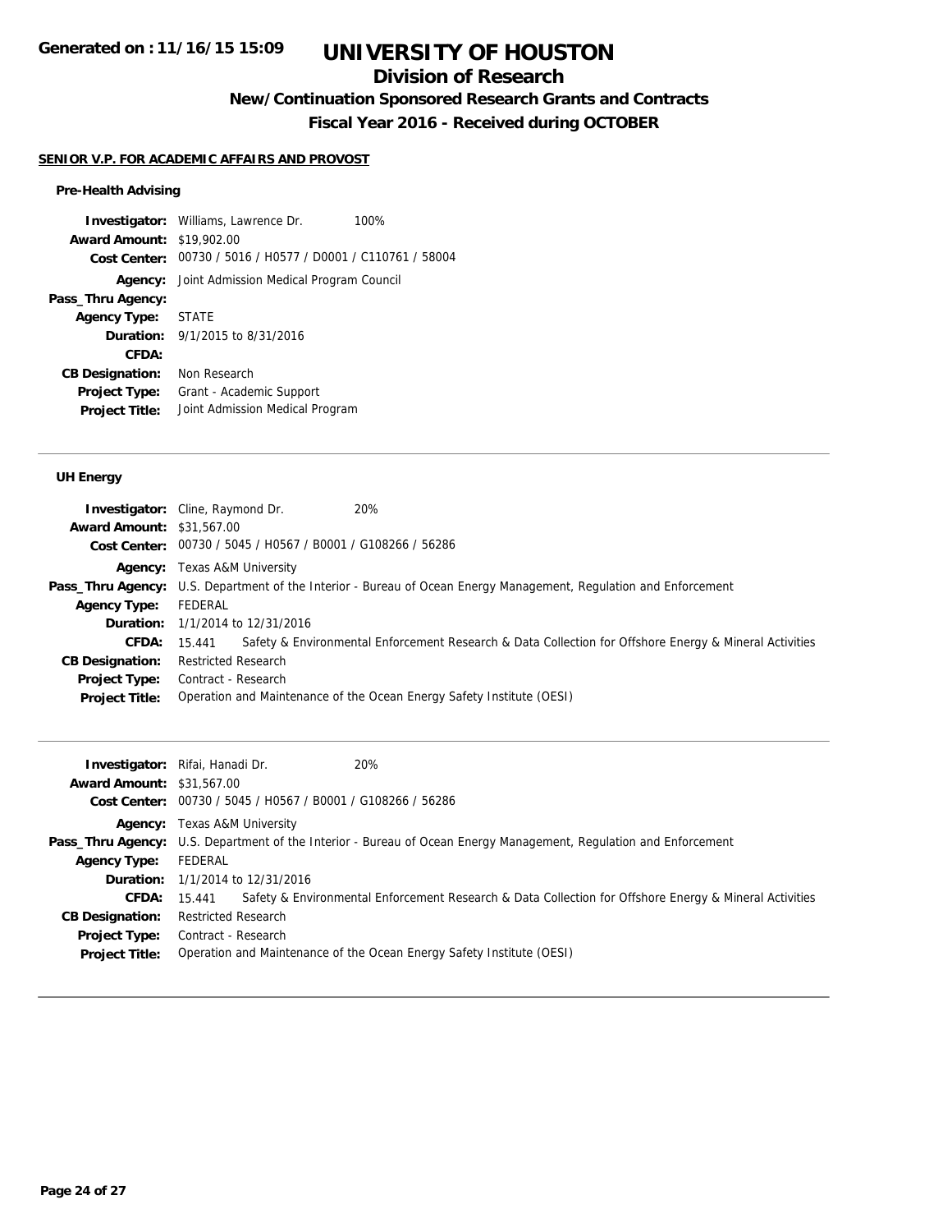# UNIVERSITY OF HOUSTON

## Division of Research

### New/Continuation Sponsored Research Grants and Contracts

### Fiscal Year 2016 - Received during OCTOBER

Generated on : 11/16/15 15:09

**SENIOR V.P. FOR ACADEMIC AFFAIRS AND PROVOST**

**Pre-Health Advising**

**Investigator:** Williams, Lawrence Dr. 100%
**Award Amount:** $19,902.00
**Cost Center:** 00730 / 5016 / H0577 / D0001 / C110761 / 58004
**Agency:** Joint Admission Medical Program Council
**Pass_Thru Agency:**
**Agency Type:** STATE
**Duration:** 9/1/2015 to 8/31/2016
**CFDA:**
**CB Designation:** Non Research
**Project Type:** Grant - Academic Support
**Project Title:** Joint Admission Medical Program

---

**UH Energy**

**Investigator:** Cline, Raymond Dr. 20%
**Award Amount:** $31,567.00
**Cost Center:** 00730 / 5045 / H0567 / B0001 / G108266 / 56286
**Agency:** Texas A&M University
**Pass_Thru Agency:** U.S. Department of the Interior - Bureau of Ocean Energy Management, Regulation and Enforcement
**Agency Type:** FEDERAL
**Duration:** 1/1/2014 to 12/31/2016
**CFDA:** 15.441 Safety & Environmental Enforcement Research & Data Collection for Offshore Energy & Mineral Activities
**CB Designation:** Restricted Research
**Project Type:** Contract - Research
**Project Title:** Operation and Maintenance of the Ocean Energy Safety Institute (OESI)

---

**Investigator:** Rifai, Hanadi Dr. 20%
**Award Amount:** $31,567.00
**Cost Center:** 00730 / 5045 / H0567 / B0001 / G108266 / 56286
**Agency:** Texas A&M University
**Pass_Thru Agency:** U.S. Department of the Interior - Bureau of Ocean Energy Management, Regulation and Enforcement
**Agency Type:** FEDERAL
**Duration:** 1/1/2014 to 12/31/2016
**CFDA:** 15.441 Safety & Environmental Enforcement Research & Data Collection for Offshore Energy & Mineral Activities
**CB Designation:** Restricted Research
**Project Type:** Contract - Research
**Project Title:** Operation and Maintenance of the Ocean Energy Safety Institute (OESI)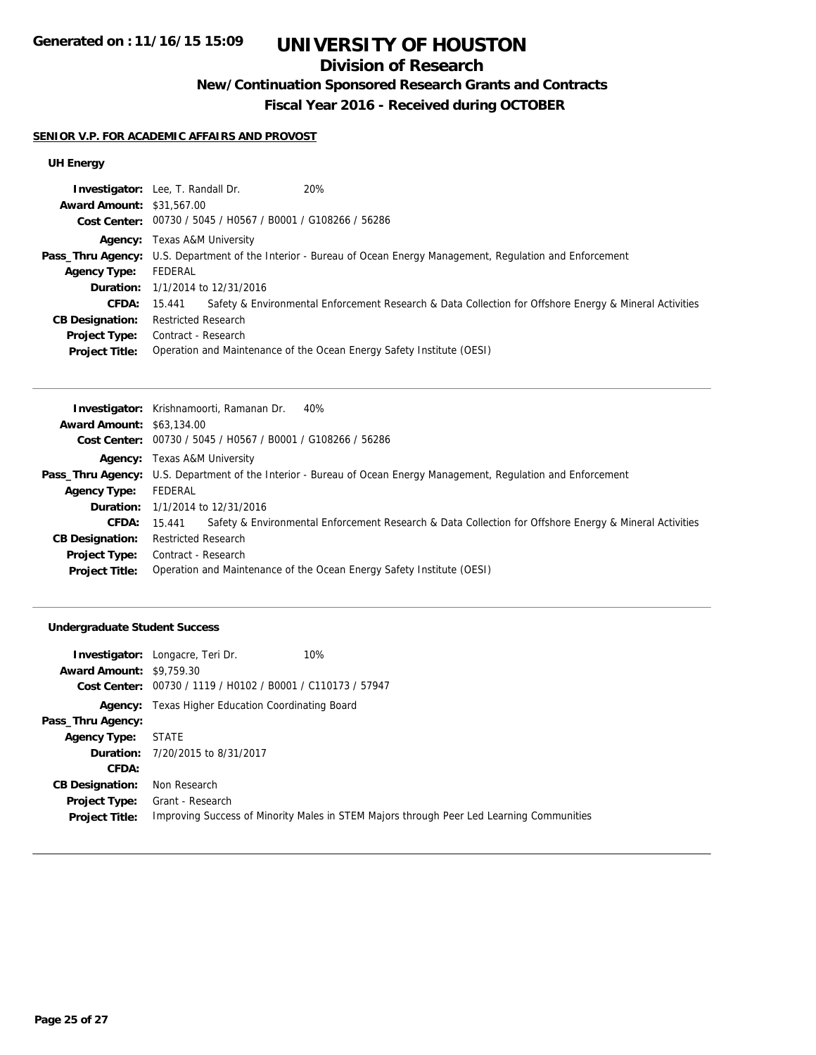# UNIVERSITY OF HOUSTON

## Division of Research

### New/Continuation Sponsored Research Grants and Contracts

### Fiscal Year 2016 - Received during OCTOBER

Generated on : 11/16/15 15:09

**SENIOR V.P. FOR ACADEMIC AFFAIRS AND PROVOST**

**UH Energy**

**Investigator:** Lee, T. Randall Dr. 20%
**Award Amount:** $31,567.00
**Cost Center:** 00730 / 5045 / H0567 / B0001 / G108266 / 56286
**Agency:** Texas A&M University
**Pass_Thru Agency:** U.S. Department of the Interior - Bureau of Ocean Energy Management, Regulation and Enforcement
**Agency Type:** FEDERAL
**Duration:** 1/1/2014 to 12/31/2016
**CFDA:** 15.441 Safety & Environmental Enforcement Research & Data Collection for Offshore Energy & Mineral Activities
**CB Designation:** Restricted Research
**Project Type:** Contract - Research
**Project Title:** Operation and Maintenance of the Ocean Energy Safety Institute (OESI)

---

**Investigator:** Krishnamoorti, Ramanan Dr. 40%
**Award Amount:** $63,134.00
**Cost Center:** 00730 / 5045 / H0567 / B0001 / G108266 / 56286
**Agency:** Texas A&M University
**Pass_Thru Agency:** U.S. Department of the Interior - Bureau of Ocean Energy Management, Regulation and Enforcement
**Agency Type:** FEDERAL
**Duration:** 1/1/2014 to 12/31/2016
**CFDA:** 15.441 Safety & Environmental Enforcement Research & Data Collection for Offshore Energy & Mineral Activities
**CB Designation:** Restricted Research
**Project Type:** Contract - Research
**Project Title:** Operation and Maintenance of the Ocean Energy Safety Institute (OESI)

---

**Undergraduate Student Success**

**Investigator:** Longacre, Teri Dr. 10%
**Award Amount:** $9,759.30
**Cost Center:** 00730 / 1119 / H0102 / B0001 / C110173 / 57947
**Agency:** Texas Higher Education Coordinating Board
**Pass_Thru Agency:**
**Agency Type:** STATE
**Duration:** 7/20/2015 to 8/31/2017
**CFDA:**
**CB Designation:** Non Research
**Project Type:** Grant - Research
**Project Title:** Improving Success of Minority Males in STEM Majors through Peer Led Learning Communities

---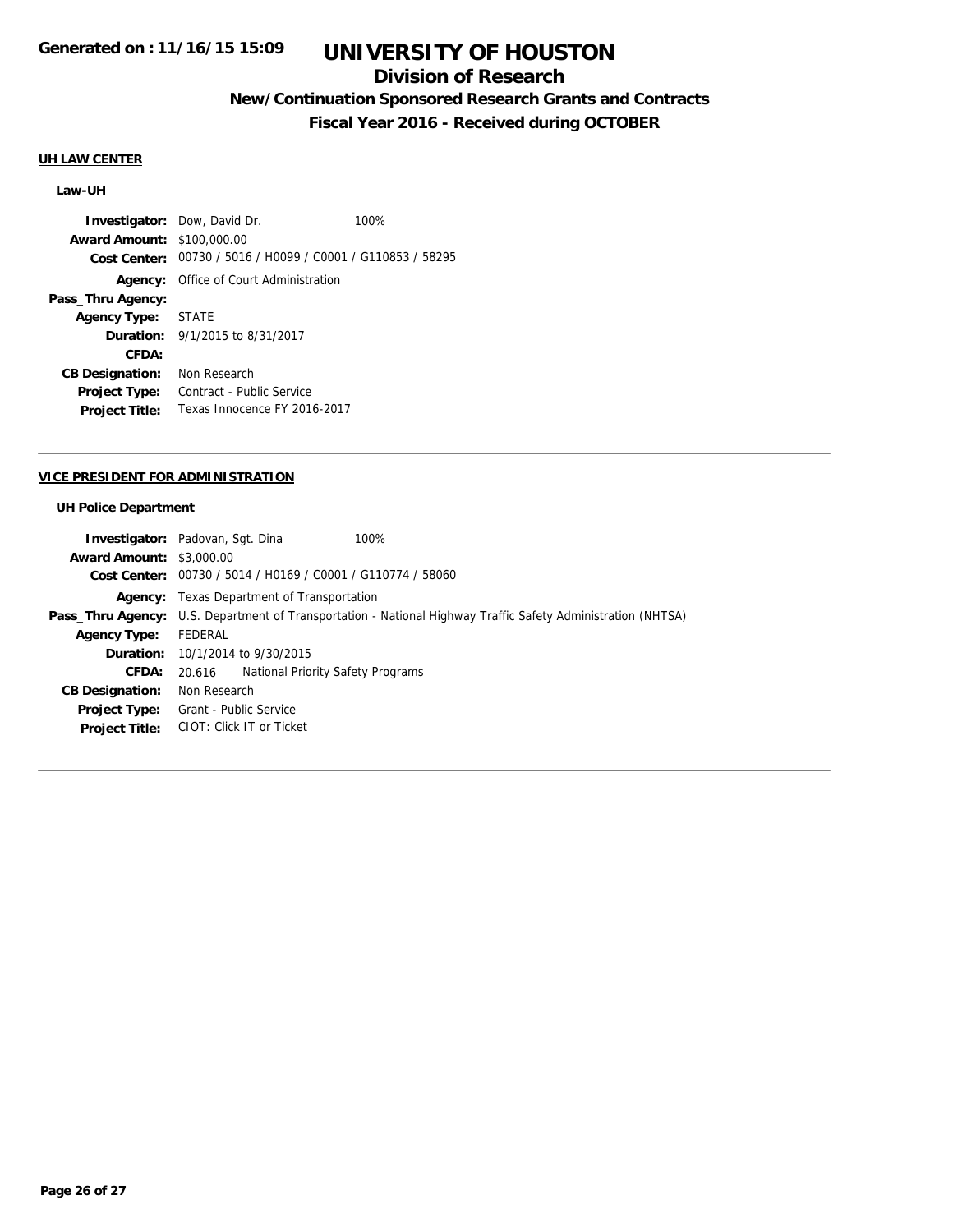**Generated on : 11/16/15 15:09**

# UNIVERSITY OF HOUSTON

## Division of Research

### New/Continuation Sponsored Research Grants and Contracts

### Fiscal Year 2016 - Received during OCTOBER

**UH LAW CENTER**

**Law-UH**

| | | |
|---|---|---|
| **Investigator:** | Dow, David Dr. | 100% |
| **Award Amount:** | $100,000.00 | |
| **Cost Center:** | 00730 / 5016 / H0099 / C0001 / G110853 / 58295 | |
| **Agency:** | Office of Court Administration | |
| **Pass_Thru Agency:** | | |
| **Agency Type:** | STATE | |
| **Duration:** | 9/1/2015 to 8/31/2017 | |
| **CFDA:** | | |
| **CB Designation:** | Non Research | |
| **Project Type:** | Contract - Public Service | |
| **Project Title:** | Texas Innocence FY 2016-2017 | |

---

**VICE PRESIDENT FOR ADMINISTRATION**

**UH Police Department**

| | | |
|---|---|---|
| **Investigator:** | Padovan, Sgt. Dina | 100% |
| **Award Amount:** | $3,000.00 | |
| **Cost Center:** | 00730 / 5014 / H0169 / C0001 / G110774 / 58060 | |
| **Agency:** | Texas Department of Transportation | |
| **Pass_Thru Agency:** | U.S. Department of Transportation - National Highway Traffic Safety Administration (NHTSA) | |
| **Agency Type:** | FEDERAL | |
| **Duration:** | 10/1/2014 to 9/30/2015 | |
| **CFDA:** | 20.616 National Priority Safety Programs | |
| **CB Designation:** | Non Research | |
| **Project Type:** | Grant - Public Service | |
| **Project Title:** | CIOT: Click IT or Ticket | |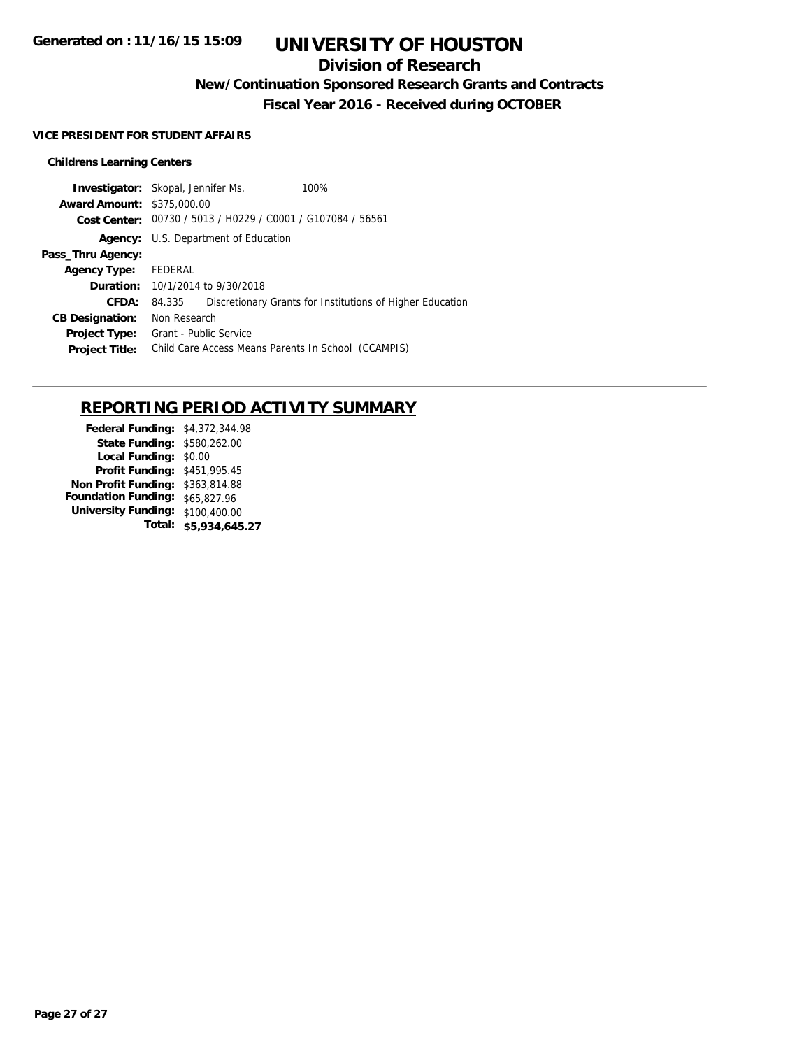**Generated on : 11/16/15 15:09**

# UNIVERSITY OF HOUSTON

## Division of Research

### New/Continuation Sponsored Research Grants and Contracts

### Fiscal Year 2016 - Received during OCTOBER

**VICE PRESIDENT FOR STUDENT AFFAIRS**

**Childrens Learning Centers**

| | |
|---|---|
| **Investigator:** | Skopal, Jennifer Ms. 100% |
| **Award Amount:** | $375,000.00 |
| **Cost Center:** | 00730 / 5013 / H0229 / C0001 / G107084 / 56561 |
| **Agency:** | U.S. Department of Education |
| **Pass_Thru Agency:** | |
| **Agency Type:** | FEDERAL |
| **Duration:** | 10/1/2014 to 9/30/2018 |
| **CFDA:** | 84.335 Discretionary Grants for Institutions of Higher Education |
| **CB Designation:** | Non Research |
| **Project Type:** | Grant - Public Service |
| **Project Title:** | Child Care Access Means Parents In School (CCAMPIS) |

## REPORTING PERIOD ACTIVITY SUMMARY

| | |
|---|---|
| **Federal Funding:** | $4,372,344.98 |
| **State Funding:** | $580,262.00 |
| **Local Funding:** | $0.00 |
| **Profit Funding:** | $451,995.45 |
| **Non Profit Funding:** | $363,814.88 |
| **Foundation Funding:** | $65,827.96 |
| **University Funding:** | $100,400.00 |
| **Total:** | **$5,934,645.27** |